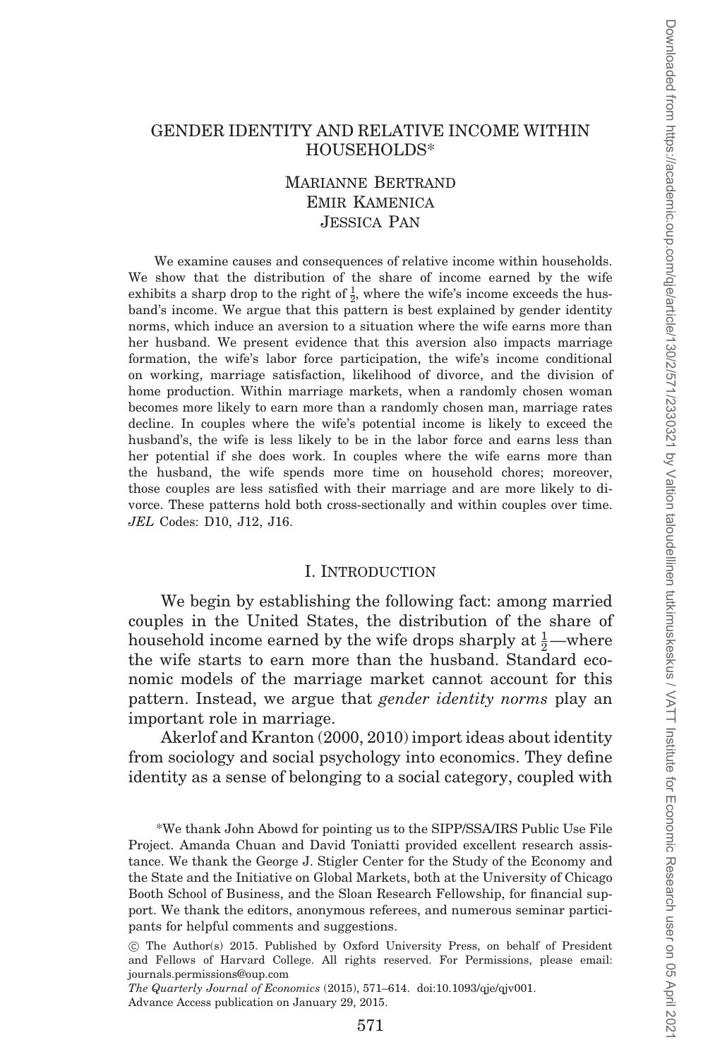# GENDER IDENTITY AND RELATIVE INCOME WITHIN HOUSEHOLDS*

Marianne Bertrand
Emir Kamenica
Jessica Pan

We examine causes and consequences of relative income within households. We show that the distribution of the share of income earned by the wife exhibits a sharp drop to the right of $\frac{1}{2}$, where the wife's income exceeds the husband's income. We argue that this pattern is best explained by gender identity norms, which induce an aversion to a situation where the wife earns more than her husband. We present evidence that this aversion also impacts marriage formation, the wife's labor force participation, the wife's income conditional on working, marriage satisfaction, likelihood of divorce, and the division of home production. Within marriage markets, when a randomly chosen woman becomes more likely to earn more than a randomly chosen man, marriage rates decline. In couples where the wife's potential income is likely to exceed the husband's, the wife is less likely to be in the labor force and earns less than her potential if she does work. In couples where the wife earns more than the husband, the wife spends more time on household chores; moreover, those couples are less satisfied with their marriage and are more likely to divorce. These patterns hold both cross-sectionally and within couples over time. *JEL* Codes: D10, J12, J16.

## I. Introduction

We begin by establishing the following fact: among married couples in the United States, the distribution of the share of household income earned by the wife drops sharply at $\frac{1}{2}$—where the wife starts to earn more than the husband. Standard economic models of the marriage market cannot account for this pattern. Instead, we argue that *gender identity norms* play an important role in marriage.

Akerlof and Kranton (2000, 2010) import ideas about identity from sociology and social psychology into economics. They define identity as a sense of belonging to a social category, coupled with

*We thank John Abowd for pointing us to the SIPP/SSA/IRS Public Use File Project. Amanda Chuan and David Toniatti provided excellent research assistance. We thank the George J. Stigler Center for the Study of the Economy and the State and the Initiative on Global Markets, both at the University of Chicago Booth School of Business, and the Sloan Research Fellowship, for financial support. We thank the editors, anonymous referees, and numerous seminar participants for helpful comments and suggestions.

© The Author(s) 2015. Published by Oxford University Press, on behalf of President and Fellows of Harvard College. All rights reserved. For Permissions, please email: journals.permissions@oup.com

*The Quarterly Journal of Economics* (2015), 571–614. doi:10.1093/qje/qjv001.
Advance Access publication on January 29, 2015.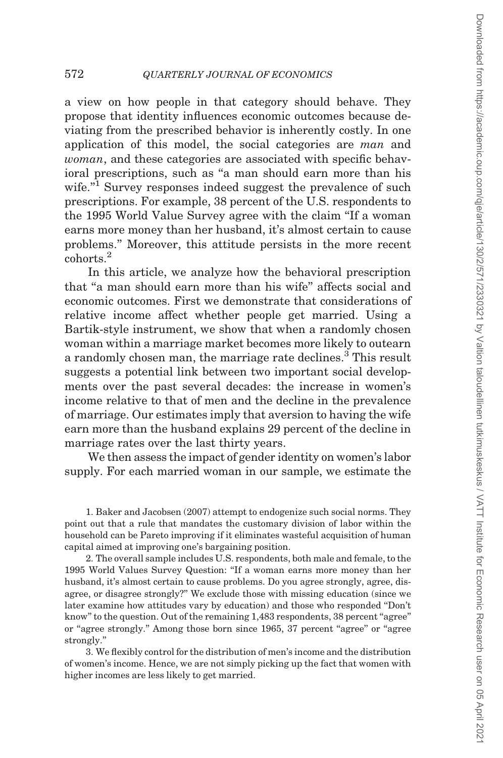a view on how people in that category should behave. They propose that identity influences economic outcomes because deviating from the prescribed behavior is inherently costly. In one application of this model, the social categories are *man* and *woman*, and these categories are associated with specific behavioral prescriptions, such as "a man should earn more than his wife."[1] Survey responses indeed suggest the prevalence of such prescriptions. For example, 38 percent of the U.S. respondents to the 1995 World Value Survey agree with the claim "If a woman earns more money than her husband, it's almost certain to cause problems." Moreover, this attitude persists in the more recent cohorts.[2]

In this article, we analyze how the behavioral prescription that "a man should earn more than his wife" affects social and economic outcomes. First we demonstrate that considerations of relative income affect whether people get married. Using a Bartik-style instrument, we show that when a randomly chosen woman within a marriage market becomes more likely to outearn a randomly chosen man, the marriage rate declines.[3] This result suggests a potential link between two important social developments over the past several decades: the increase in women's income relative to that of men and the decline in the prevalence of marriage. Our estimates imply that aversion to having the wife earn more than the husband explains 29 percent of the decline in marriage rates over the last thirty years.

We then assess the impact of gender identity on women's labor supply. For each married woman in our sample, we estimate the

1. Baker and Jacobsen (2007) attempt to endogenize such social norms. They point out that a rule that mandates the customary division of labor within the household can be Pareto improving if it eliminates wasteful acquisition of human capital aimed at improving one's bargaining position.

2. The overall sample includes U.S. respondents, both male and female, to the 1995 World Values Survey Question: "If a woman earns more money than her husband, it's almost certain to cause problems. Do you agree strongly, agree, disagree, or disagree strongly?" We exclude those with missing education (since we later examine how attitudes vary by education) and those who responded "Don't know" to the question. Out of the remaining 1,483 respondents, 38 percent "agree" or "agree strongly." Among those born since 1965, 37 percent "agree" or "agree strongly."

3. We flexibly control for the distribution of men's income and the distribution of women's income. Hence, we are not simply picking up the fact that women with higher incomes are less likely to get married.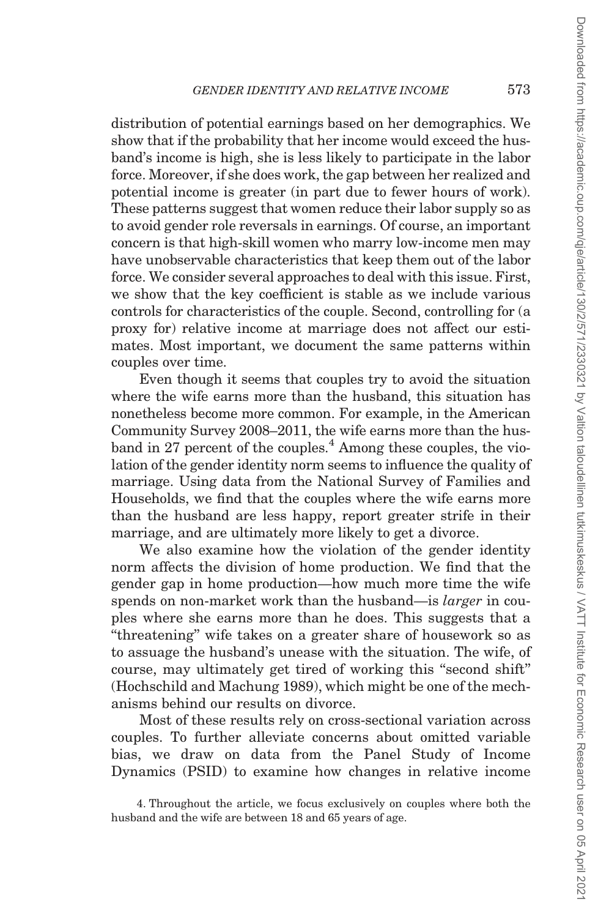distribution of potential earnings based on her demographics. We show that if the probability that her income would exceed the husband's income is high, she is less likely to participate in the labor force. Moreover, if she does work, the gap between her realized and potential income is greater (in part due to fewer hours of work). These patterns suggest that women reduce their labor supply so as to avoid gender role reversals in earnings. Of course, an important concern is that high-skill women who marry low-income men may have unobservable characteristics that keep them out of the labor force. We consider several approaches to deal with this issue. First, we show that the key coefficient is stable as we include various controls for characteristics of the couple. Second, controlling for (a proxy for) relative income at marriage does not affect our estimates. Most important, we document the same patterns within couples over time.

Even though it seems that couples try to avoid the situation where the wife earns more than the husband, this situation has nonetheless become more common. For example, in the American Community Survey 2008–2011, the wife earns more than the husband in 27 percent of the couples.[4] Among these couples, the violation of the gender identity norm seems to influence the quality of marriage. Using data from the National Survey of Families and Households, we find that the couples where the wife earns more than the husband are less happy, report greater strife in their marriage, and are ultimately more likely to get a divorce.

We also examine how the violation of the gender identity norm affects the division of home production. We find that the gender gap in home production—how much more time the wife spends on non-market work than the husband—is *larger* in couples where she earns more than he does. This suggests that a "threatening" wife takes on a greater share of housework so as to assuage the husband's unease with the situation. The wife, of course, may ultimately get tired of working this "second shift" (Hochschild and Machung 1989), which might be one of the mechanisms behind our results on divorce.

Most of these results rely on cross-sectional variation across couples. To further alleviate concerns about omitted variable bias, we draw on data from the Panel Study of Income Dynamics (PSID) to examine how changes in relative income

4. Throughout the article, we focus exclusively on couples where both the husband and the wife are between 18 and 65 years of age.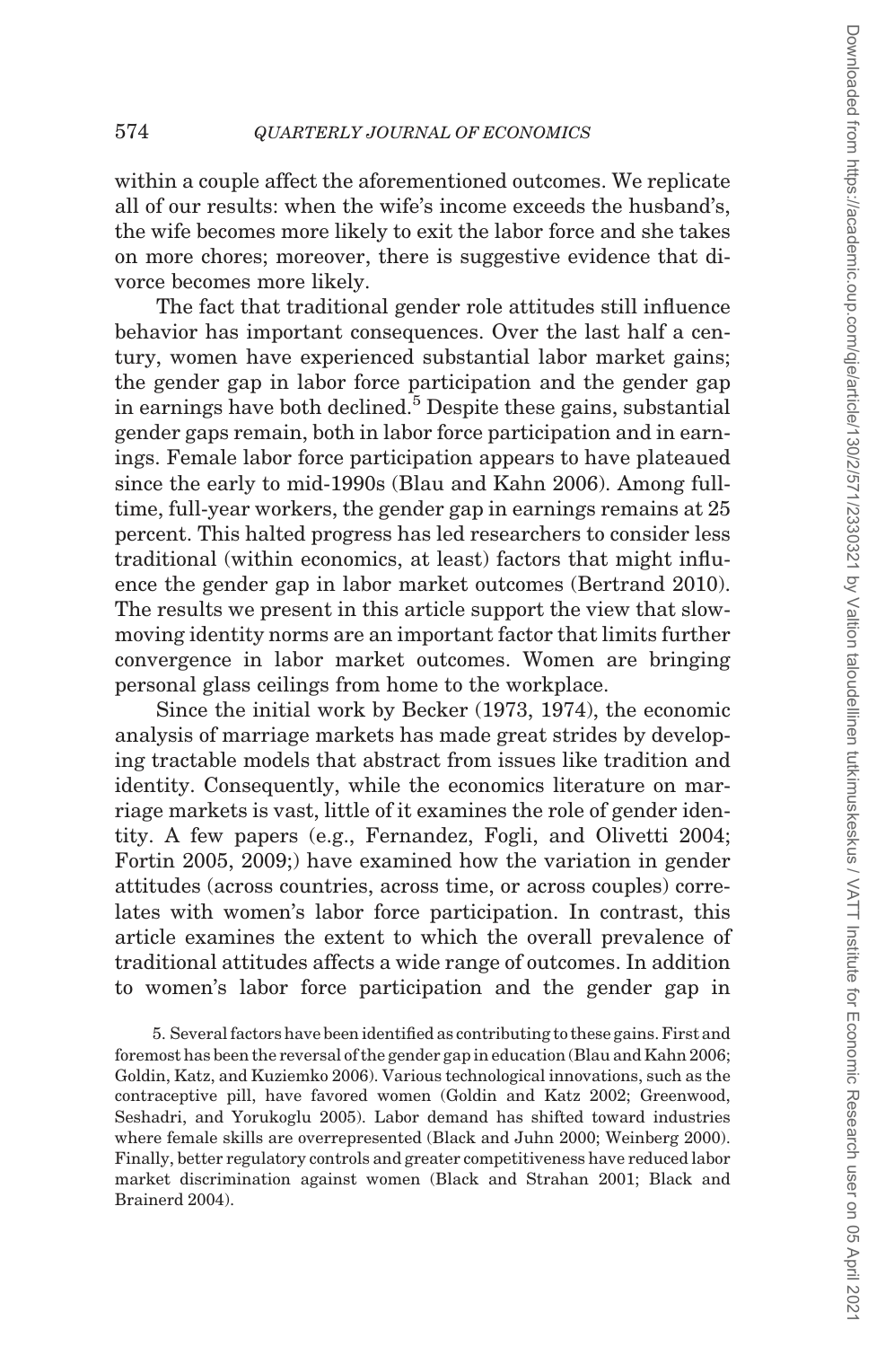within a couple affect the aforementioned outcomes. We replicate all of our results: when the wife's income exceeds the husband's, the wife becomes more likely to exit the labor force and she takes on more chores; moreover, there is suggestive evidence that divorce becomes more likely.

The fact that traditional gender role attitudes still influence behavior has important consequences. Over the last half a century, women have experienced substantial labor market gains; the gender gap in labor force participation and the gender gap in earnings have both declined.[5] Despite these gains, substantial gender gaps remain, both in labor force participation and in earnings. Female labor force participation appears to have plateaued since the early to mid-1990s (Blau and Kahn 2006). Among full-time, full-year workers, the gender gap in earnings remains at 25 percent. This halted progress has led researchers to consider less traditional (within economics, at least) factors that might influence the gender gap in labor market outcomes (Bertrand 2010). The results we present in this article support the view that slow-moving identity norms are an important factor that limits further convergence in labor market outcomes. Women are bringing personal glass ceilings from home to the workplace.

Since the initial work by Becker (1973, 1974), the economic analysis of marriage markets has made great strides by developing tractable models that abstract from issues like tradition and identity. Consequently, while the economics literature on marriage markets is vast, little of it examines the role of gender identity. A few papers (e.g., Fernandez, Fogli, and Olivetti 2004; Fortin 2005, 2009;) have examined how the variation in gender attitudes (across countries, across time, or across couples) correlates with women's labor force participation. In contrast, this article examines the extent to which the overall prevalence of traditional attitudes affects a wide range of outcomes. In addition to women's labor force participation and the gender gap in

5. Several factors have been identified as contributing to these gains. First and foremost has been the reversal of the gender gap in education (Blau and Kahn 2006; Goldin, Katz, and Kuziemko 2006). Various technological innovations, such as the contraceptive pill, have favored women (Goldin and Katz 2002; Greenwood, Seshadri, and Yorukoglu 2005). Labor demand has shifted toward industries where female skills are overrepresented (Black and Juhn 2000; Weinberg 2000). Finally, better regulatory controls and greater competitiveness have reduced labor market discrimination against women (Black and Strahan 2001; Black and Brainerd 2004).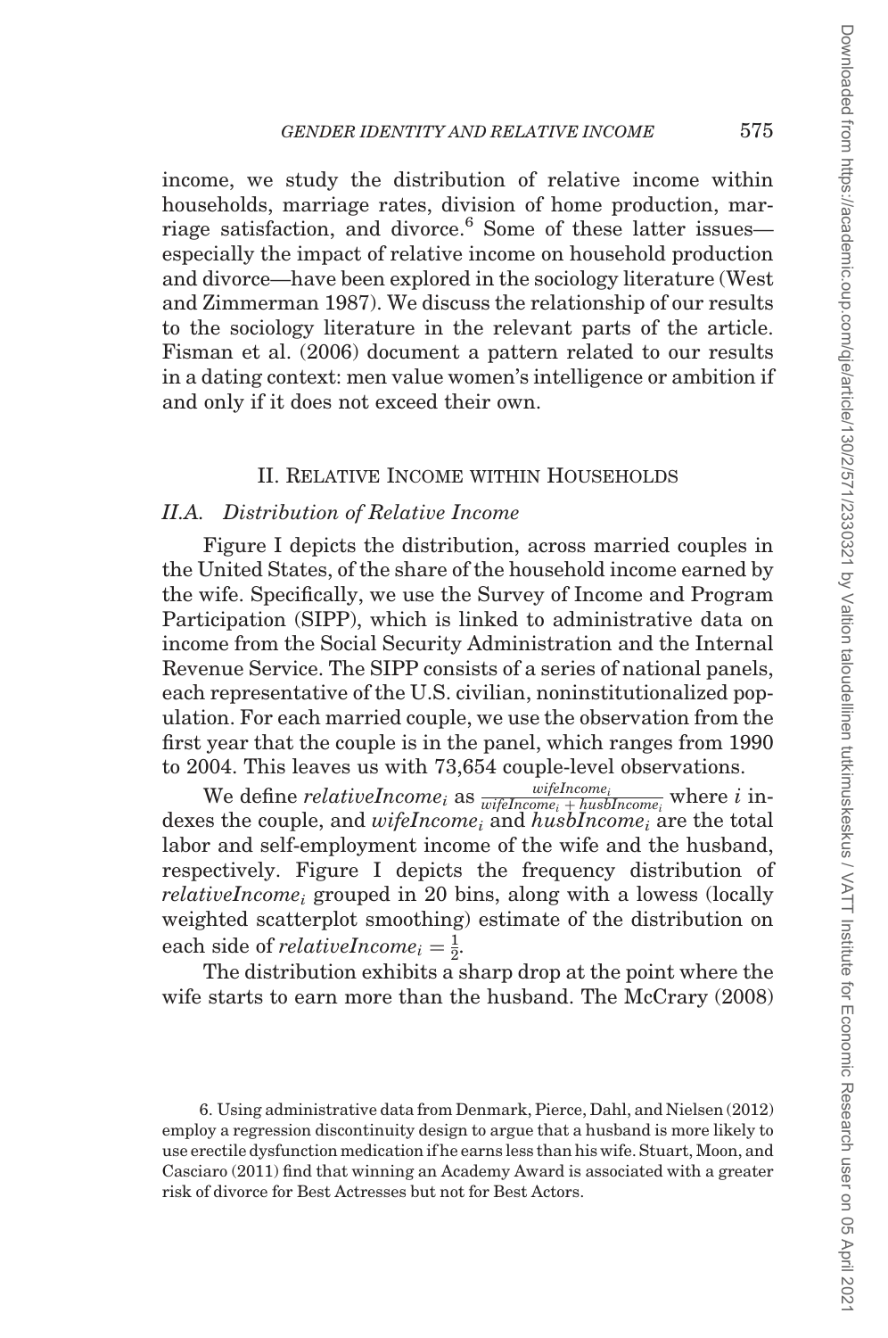income, we study the distribution of relative income within households, marriage rates, division of home production, marriage satisfaction, and divorce.[6] Some of these latter issues—especially the impact of relative income on household production and divorce—have been explored in the sociology literature (West and Zimmerman 1987). We discuss the relationship of our results to the sociology literature in the relevant parts of the article. Fisman et al. (2006) document a pattern related to our results in a dating context: men value women's intelligence or ambition if and only if it does not exceed their own.

## II. Relative Income within Households

### II.A. Distribution of Relative Income

Figure I depicts the distribution, across married couples in the United States, of the share of the household income earned by the wife. Specifically, we use the Survey of Income and Program Participation (SIPP), which is linked to administrative data on income from the Social Security Administration and the Internal Revenue Service. The SIPP consists of a series of national panels, each representative of the U.S. civilian, noninstitutionalized population. For each married couple, we use the observation from the first year that the couple is in the panel, which ranges from 1990 to 2004. This leaves us with 73,654 couple-level observations.

We define $relativeIncome_i$ as $\frac{wifeIncome_i}{wifeIncome_i + husbIncome_i}$ where $i$ indexes the couple, and $wifeIncome_i$ and $husbIncome_i$ are the total labor and self-employment income of the wife and the husband, respectively. Figure I depicts the frequency distribution of $relativeIncome_i$ grouped in 20 bins, along with a lowess (locally weighted scatterplot smoothing) estimate of the distribution on each side of $relativeIncome_i = \frac{1}{2}$.

The distribution exhibits a sharp drop at the point where the wife starts to earn more than the husband. The McCrary (2008)

6. Using administrative data from Denmark, Pierce, Dahl, and Nielsen (2012) employ a regression discontinuity design to argue that a husband is more likely to use erectile dysfunction medication if he earns less than his wife. Stuart, Moon, and Casciaro (2011) find that winning an Academy Award is associated with a greater risk of divorce for Best Actresses but not for Best Actors.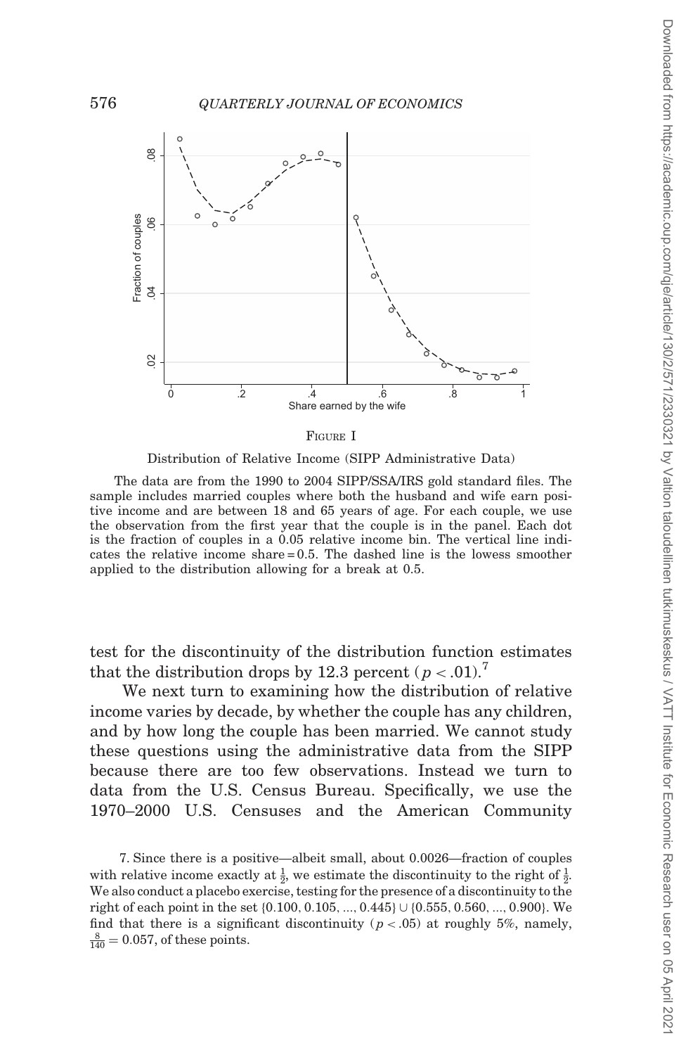FIGURE I

Distribution of Relative Income (SIPP Administrative Data)

The data are from the 1990 to 2004 SIPP/SSA/IRS gold standard files. The sample includes married couples where both the husband and wife earn positive income and are between 18 and 65 years of age. For each couple, we use the observation from the first year that the couple is in the panel. Each dot is the fraction of couples in a 0.05 relative income bin. The vertical line indicates the relative income share = 0.5. The dashed line is the lowess smoother applied to the distribution allowing for a break at 0.5.

test for the discontinuity of the distribution function estimates that the distribution drops by 12.3 percent ($p < .01$).[7]

We next turn to examining how the distribution of relative income varies by decade, by whether the couple has any children, and by how long the couple has been married. We cannot study these questions using the administrative data from the SIPP because there are too few observations. Instead we turn to data from the U.S. Census Bureau. Specifically, we use the 1970–2000 U.S. Censuses and the American Community

7. Since there is a positive—albeit small, about 0.0026—fraction of couples with relative income exactly at $\frac{1}{2}$, we estimate the discontinuity to the right of $\frac{1}{2}$. We also conduct a placebo exercise, testing for the presence of a discontinuity to the right of each point in the set $\{0.100, 0.105, ..., 0.445\} \cup \{0.555, 0.560, ..., 0.900\}$. We find that there is a significant discontinuity ($p < .05$) at roughly 5%, namely, $\frac{8}{140} = 0.057$, of these points.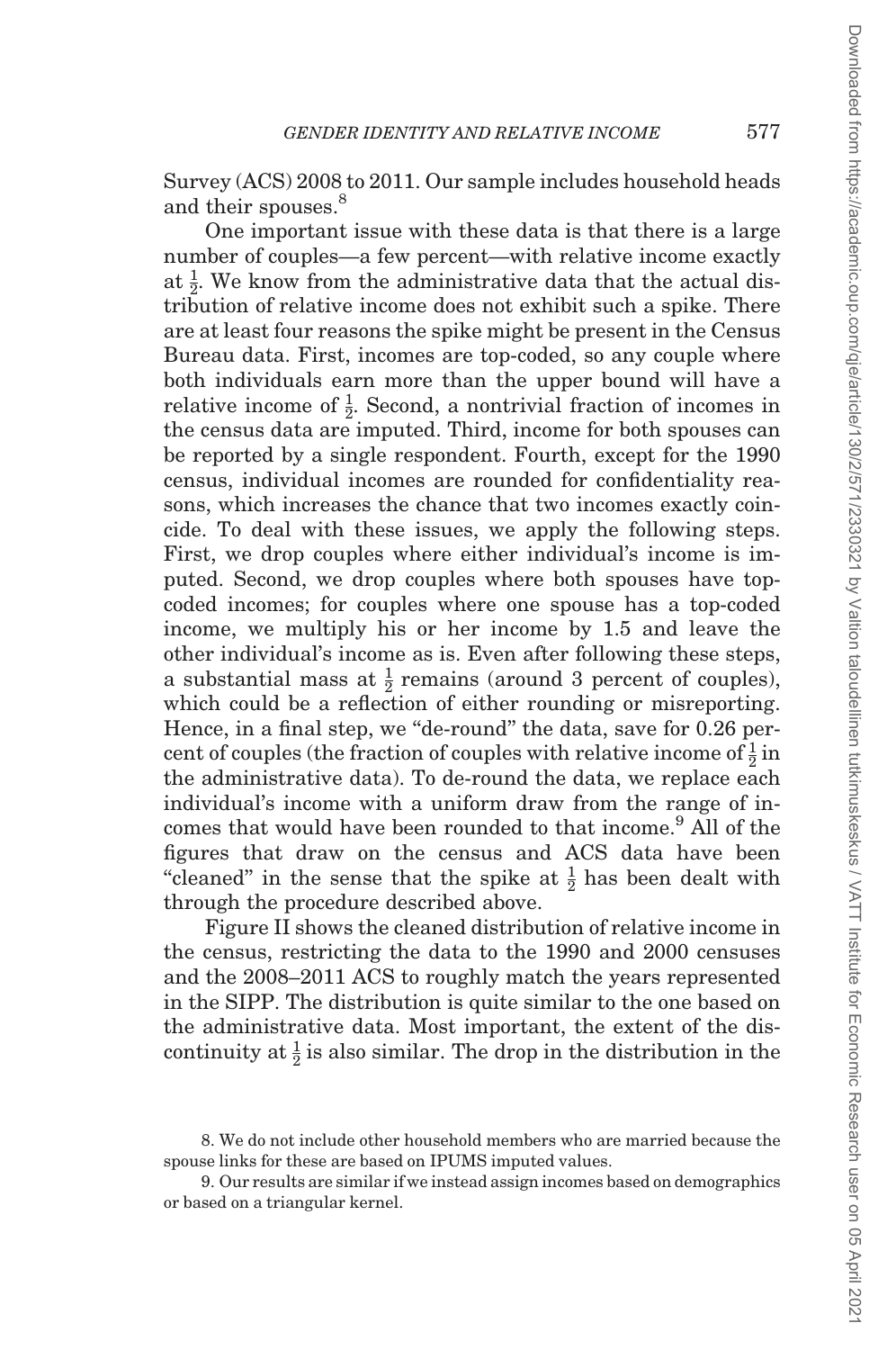Survey (ACS) 2008 to 2011. Our sample includes household heads and their spouses.[8]

One important issue with these data is that there is a large number of couples—a few percent—with relative income exactly at $\frac{1}{2}$. We know from the administrative data that the actual distribution of relative income does not exhibit such a spike. There are at least four reasons the spike might be present in the Census Bureau data. First, incomes are top-coded, so any couple where both individuals earn more than the upper bound will have a relative income of $\frac{1}{2}$. Second, a nontrivial fraction of incomes in the census data are imputed. Third, income for both spouses can be reported by a single respondent. Fourth, except for the 1990 census, individual incomes are rounded for confidentiality reasons, which increases the chance that two incomes exactly coincide. To deal with these issues, we apply the following steps. First, we drop couples where either individual's income is imputed. Second, we drop couples where both spouses have top-coded incomes; for couples where one spouse has a top-coded income, we multiply his or her income by 1.5 and leave the other individual's income as is. Even after following these steps, a substantial mass at $\frac{1}{2}$ remains (around 3 percent of couples), which could be a reflection of either rounding or misreporting. Hence, in a final step, we "de-round" the data, save for 0.26 percent of couples (the fraction of couples with relative income of $\frac{1}{2}$ in the administrative data). To de-round the data, we replace each individual's income with a uniform draw from the range of incomes that would have been rounded to that income.[9] All of the figures that draw on the census and ACS data have been "cleaned" in the sense that the spike at $\frac{1}{2}$ has been dealt with through the procedure described above.

Figure II shows the cleaned distribution of relative income in the census, restricting the data to the 1990 and 2000 censuses and the 2008–2011 ACS to roughly match the years represented in the SIPP. The distribution is quite similar to the one based on the administrative data. Most important, the extent of the discontinuity at $\frac{1}{2}$ is also similar. The drop in the distribution in the

8. We do not include other household members who are married because the spouse links for these are based on IPUMS imputed values.

9. Our results are similar if we instead assign incomes based on demographics or based on a triangular kernel.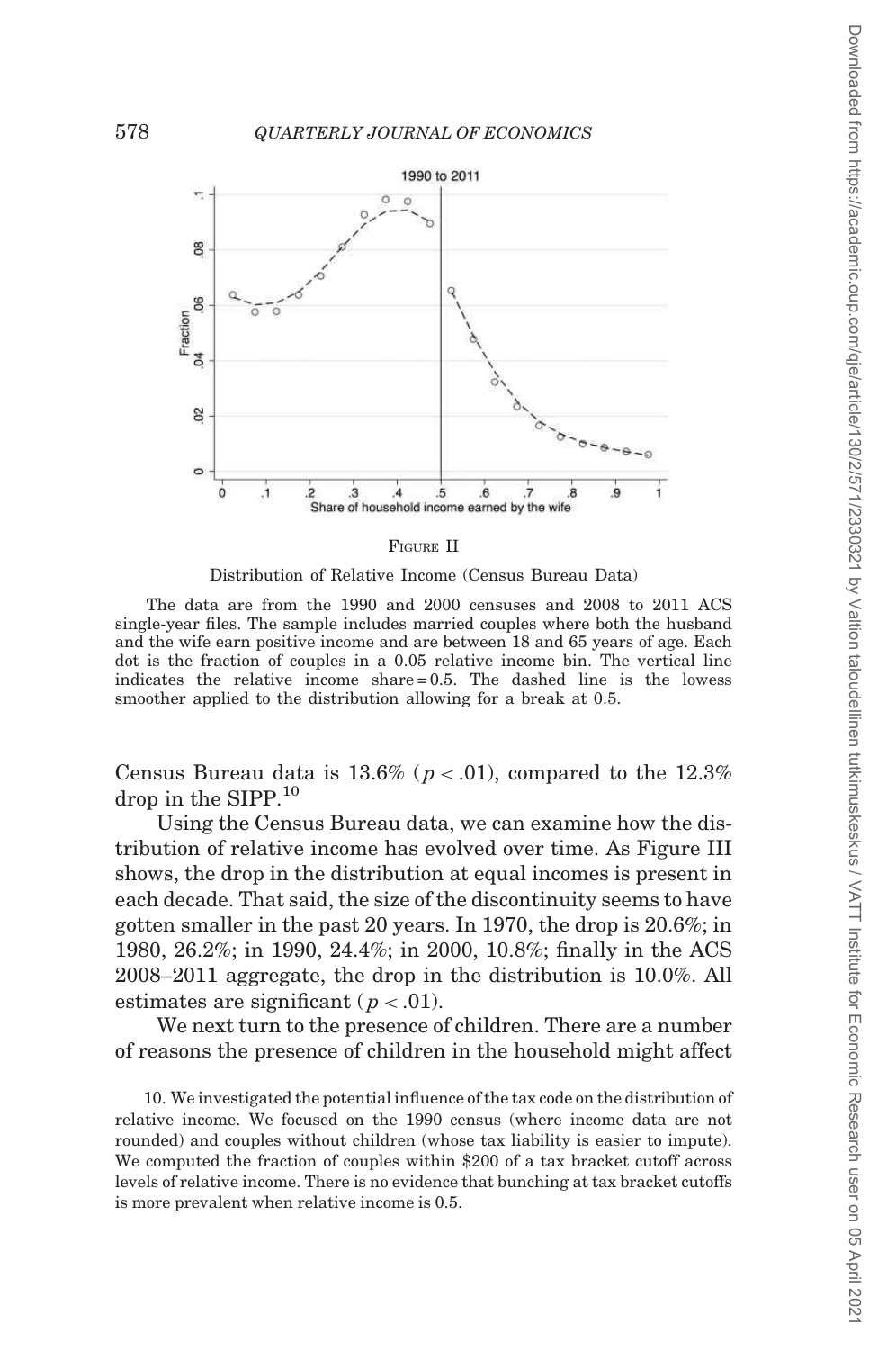Figure II

Distribution of Relative Income (Census Bureau Data)

The data are from the 1990 and 2000 censuses and 2008 to 2011 ACS single-year files. The sample includes married couples where both the husband and the wife earn positive income and are between 18 and 65 years of age. Each dot is the fraction of couples in a 0.05 relative income bin. The vertical line indicates the relative income share = 0.5. The dashed line is the lowess smoother applied to the distribution allowing for a break at 0.5.

Census Bureau data is 13.6% ($p < .01$), compared to the 12.3% drop in the SIPP.[10]

Using the Census Bureau data, we can examine how the distribution of relative income has evolved over time. As Figure III shows, the drop in the distribution at equal incomes is present in each decade. That said, the size of the discontinuity seems to have gotten smaller in the past 20 years. In 1970, the drop is 20.6%; in 1980, 26.2%; in 1990, 24.4%; in 2000, 10.8%; finally in the ACS 2008–2011 aggregate, the drop in the distribution is 10.0%. All estimates are significant ($p < .01$).

We next turn to the presence of children. There are a number of reasons the presence of children in the household might affect

10. We investigated the potential influence of the tax code on the distribution of relative income. We focused on the 1990 census (where income data are not rounded) and couples without children (whose tax liability is easier to impute). We computed the fraction of couples within $200 of a tax bracket cutoff across levels of relative income. There is no evidence that bunching at tax bracket cutoffs is more prevalent when relative income is 0.5.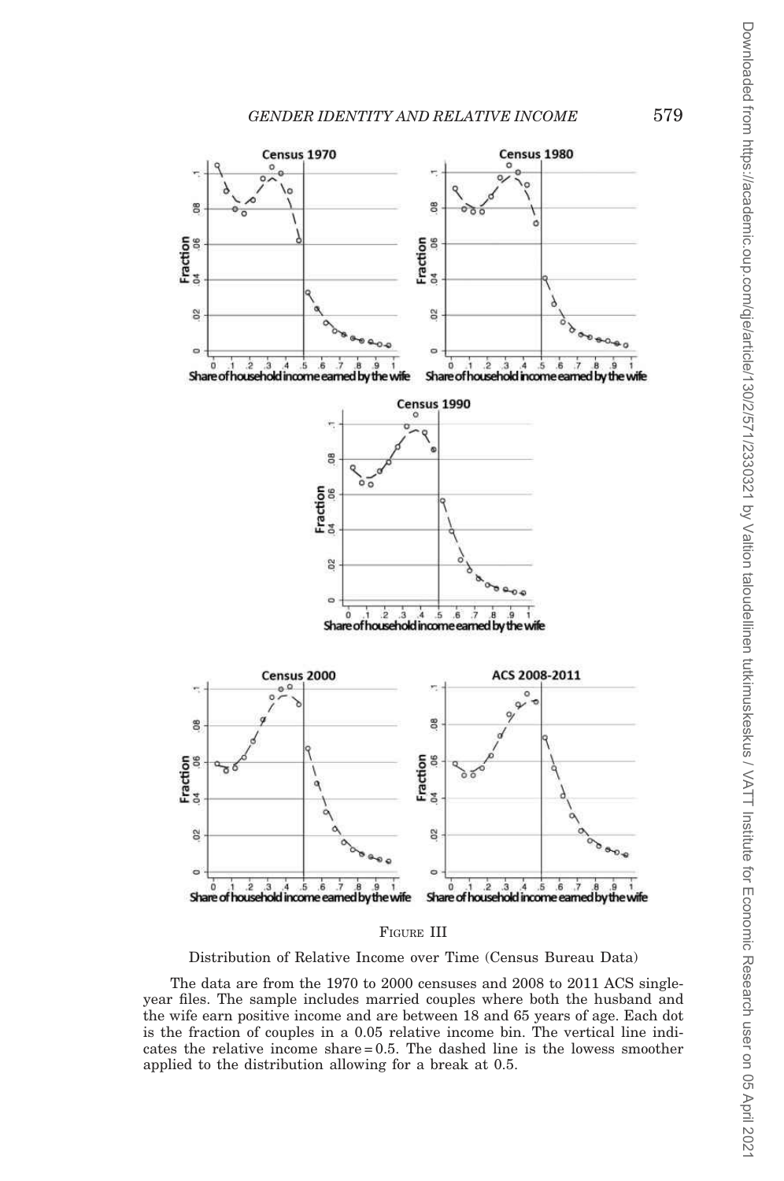FIGURE III

Distribution of Relative Income over Time (Census Bureau Data)

The data are from the 1970 to 2000 censuses and 2008 to 2011 ACS single-year files. The sample includes married couples where both the husband and the wife earn positive income and are between 18 and 65 years of age. Each dot is the fraction of couples in a 0.05 relative income bin. The vertical line indicates the relative income share = 0.5. The dashed line is the lowess smoother applied to the distribution allowing for a break at 0.5.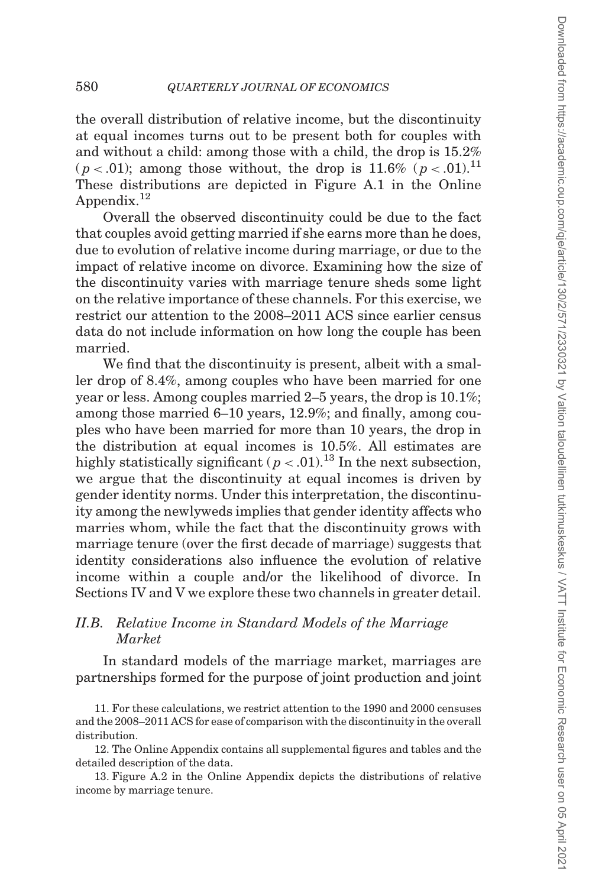the overall distribution of relative income, but the discontinuity at equal incomes turns out to be present both for couples with and without a child: among those with a child, the drop is 15.2% ($p < .01$); among those without, the drop is 11.6% ($p < .01$).[11] These distributions are depicted in Figure A.1 in the Online Appendix.[12]

Overall the observed discontinuity could be due to the fact that couples avoid getting married if she earns more than he does, due to evolution of relative income during marriage, or due to the impact of relative income on divorce. Examining how the size of the discontinuity varies with marriage tenure sheds some light on the relative importance of these channels. For this exercise, we restrict our attention to the 2008–2011 ACS since earlier census data do not include information on how long the couple has been married.

We find that the discontinuity is present, albeit with a smaller drop of 8.4%, among couples who have been married for one year or less. Among couples married 2–5 years, the drop is 10.1%; among those married 6–10 years, 12.9%; and finally, among couples who have been married for more than 10 years, the drop in the distribution at equal incomes is 10.5%. All estimates are highly statistically significant ($p < .01$).[13] In the next subsection, we argue that the discontinuity at equal incomes is driven by gender identity norms. Under this interpretation, the discontinuity among the newlyweds implies that gender identity affects who marries whom, while the fact that the discontinuity grows with marriage tenure (over the first decade of marriage) suggests that identity considerations also influence the evolution of relative income within a couple and/or the likelihood of divorce. In Sections IV and V we explore these two channels in greater detail.

### II.B. *Relative Income in Standard Models of the Marriage Market*

In standard models of the marriage market, marriages are partnerships formed for the purpose of joint production and joint

11. For these calculations, we restrict attention to the 1990 and 2000 censuses and the 2008–2011 ACS for ease of comparison with the discontinuity in the overall distribution.

12. The Online Appendix contains all supplemental figures and tables and the detailed description of the data.

13. Figure A.2 in the Online Appendix depicts the distributions of relative income by marriage tenure.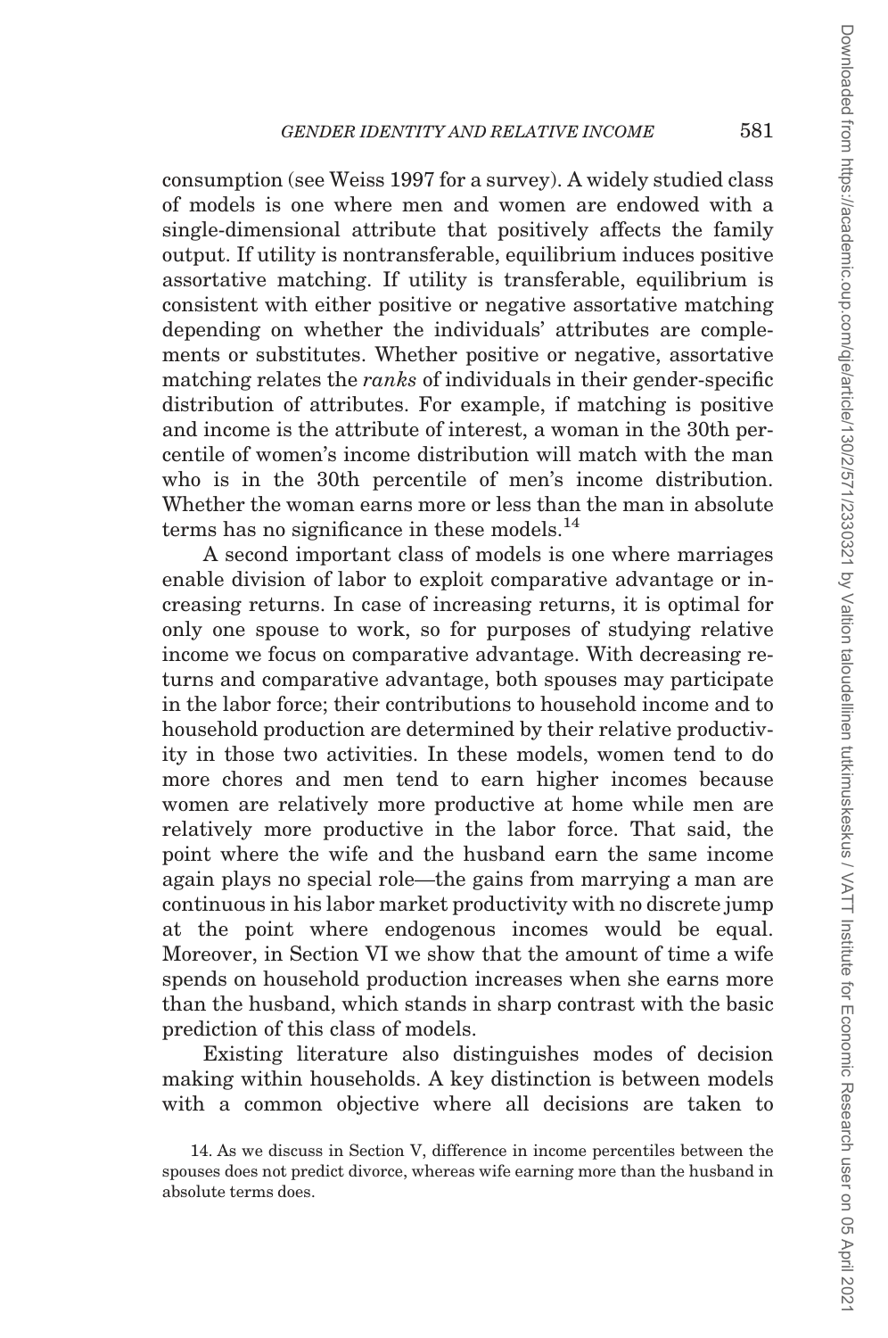consumption (see Weiss 1997 for a survey). A widely studied class of models is one where men and women are endowed with a single-dimensional attribute that positively affects the family output. If utility is nontransferable, equilibrium induces positive assortative matching. If utility is transferable, equilibrium is consistent with either positive or negative assortative matching depending on whether the individuals' attributes are complements or substitutes. Whether positive or negative, assortative matching relates the *ranks* of individuals in their gender-specific distribution of attributes. For example, if matching is positive and income is the attribute of interest, a woman in the 30th percentile of women's income distribution will match with the man who is in the 30th percentile of men's income distribution. Whether the woman earns more or less than the man in absolute terms has no significance in these models.[14]

A second important class of models is one where marriages enable division of labor to exploit comparative advantage or increasing returns. In case of increasing returns, it is optimal for only one spouse to work, so for purposes of studying relative income we focus on comparative advantage. With decreasing returns and comparative advantage, both spouses may participate in the labor force; their contributions to household income and to household production are determined by their relative productivity in those two activities. In these models, women tend to do more chores and men tend to earn higher incomes because women are relatively more productive at home while men are relatively more productive in the labor force. That said, the point where the wife and the husband earn the same income again plays no special role—the gains from marrying a man are continuous in his labor market productivity with no discrete jump at the point where endogenous incomes would be equal. Moreover, in Section VI we show that the amount of time a wife spends on household production increases when she earns more than the husband, which stands in sharp contrast with the basic prediction of this class of models.

Existing literature also distinguishes modes of decision making within households. A key distinction is between models with a common objective where all decisions are taken to

14. As we discuss in Section V, difference in income percentiles between the spouses does not predict divorce, whereas wife earning more than the husband in absolute terms does.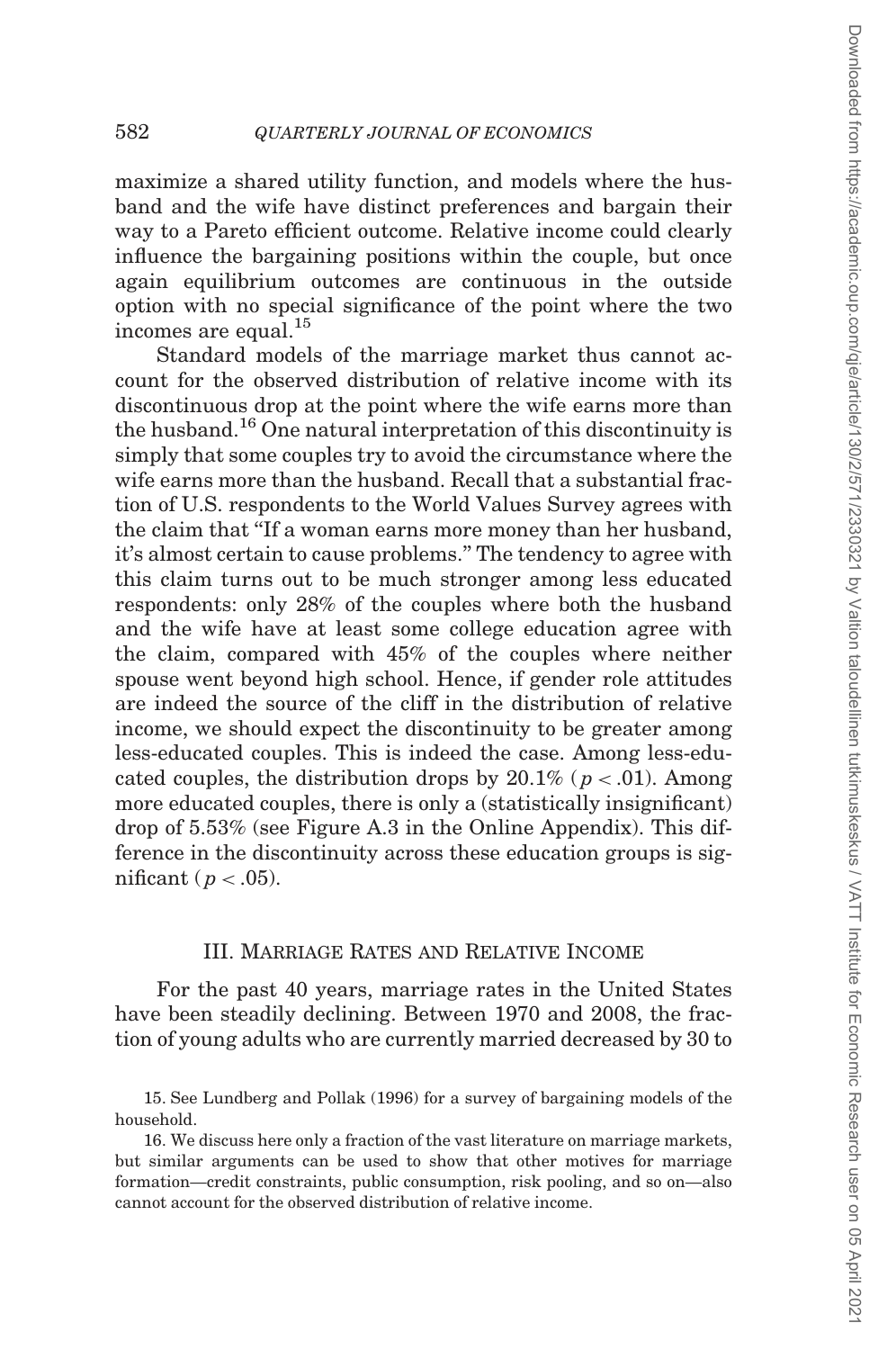maximize a shared utility function, and models where the husband and the wife have distinct preferences and bargain their way to a Pareto efficient outcome. Relative income could clearly influence the bargaining positions within the couple, but once again equilibrium outcomes are continuous in the outside option with no special significance of the point where the two incomes are equal.[15]

Standard models of the marriage market thus cannot account for the observed distribution of relative income with its discontinuous drop at the point where the wife earns more than the husband.[16] One natural interpretation of this discontinuity is simply that some couples try to avoid the circumstance where the wife earns more than the husband. Recall that a substantial fraction of U.S. respondents to the World Values Survey agrees with the claim that "If a woman earns more money than her husband, it's almost certain to cause problems." The tendency to agree with this claim turns out to be much stronger among less educated respondents: only 28% of the couples where both the husband and the wife have at least some college education agree with the claim, compared with 45% of the couples where neither spouse went beyond high school. Hence, if gender role attitudes are indeed the source of the cliff in the distribution of relative income, we should expect the discontinuity to be greater among less-educated couples. This is indeed the case. Among less-educated couples, the distribution drops by 20.1% ($p < .01$). Among more educated couples, there is only a (statistically insignificant) drop of 5.53% (see Figure A.3 in the Online Appendix). This difference in the discontinuity across these education groups is significant ($p < .05$).

## III. Marriage Rates and Relative Income

For the past 40 years, marriage rates in the United States have been steadily declining. Between 1970 and 2008, the fraction of young adults who are currently married decreased by 30 to

15. See Lundberg and Pollak (1996) for a survey of bargaining models of the household.

16. We discuss here only a fraction of the vast literature on marriage markets, but similar arguments can be used to show that other motives for marriage formation—credit constraints, public consumption, risk pooling, and so on—also cannot account for the observed distribution of relative income.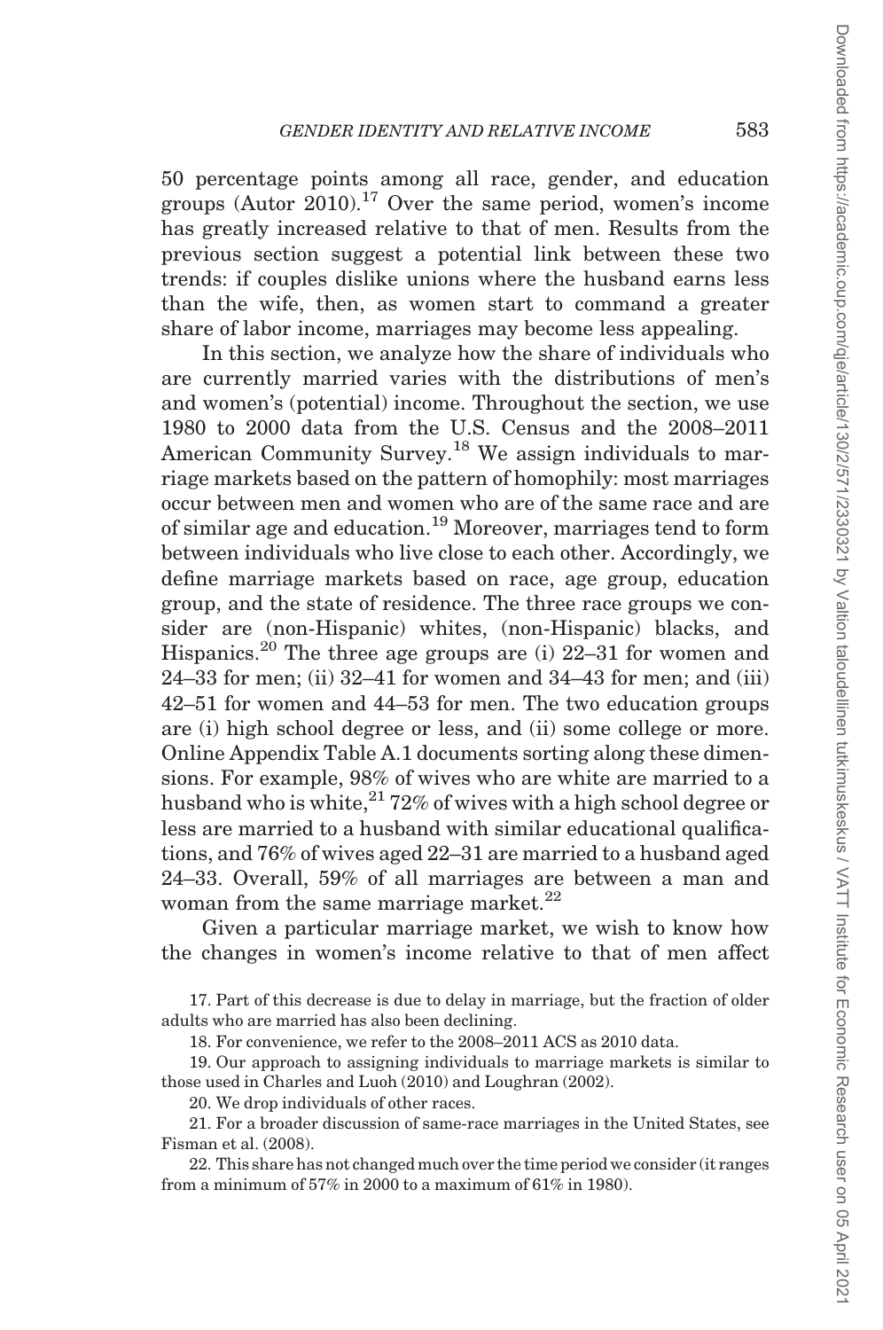50 percentage points among all race, gender, and education groups (Autor 2010).[17] Over the same period, women's income has greatly increased relative to that of men. Results from the previous section suggest a potential link between these two trends: if couples dislike unions where the husband earns less than the wife, then, as women start to command a greater share of labor income, marriages may become less appealing.

In this section, we analyze how the share of individuals who are currently married varies with the distributions of men's and women's (potential) income. Throughout the section, we use 1980 to 2000 data from the U.S. Census and the 2008–2011 American Community Survey.[18] We assign individuals to marriage markets based on the pattern of homophily: most marriages occur between men and women who are of the same race and are of similar age and education.[19] Moreover, marriages tend to form between individuals who live close to each other. Accordingly, we define marriage markets based on race, age group, education group, and the state of residence. The three race groups we consider are (non-Hispanic) whites, (non-Hispanic) blacks, and Hispanics.[20] The three age groups are (i) 22–31 for women and 24–33 for men; (ii) 32–41 for women and 34–43 for men; and (iii) 42–51 for women and 44–53 for men. The two education groups are (i) high school degree or less, and (ii) some college or more. Online Appendix Table A.1 documents sorting along these dimensions. For example, 98% of wives who are white are married to a husband who is white,[21] 72% of wives with a high school degree or less are married to a husband with similar educational qualifications, and 76% of wives aged 22–31 are married to a husband aged 24–33. Overall, 59% of all marriages are between a man and woman from the same marriage market.[22]

Given a particular marriage market, we wish to know how the changes in women's income relative to that of men affect

17. Part of this decrease is due to delay in marriage, but the fraction of older adults who are married has also been declining.

18. For convenience, we refer to the 2008–2011 ACS as 2010 data.

19. Our approach to assigning individuals to marriage markets is similar to those used in Charles and Luoh (2010) and Loughran (2002).

20. We drop individuals of other races.

21. For a broader discussion of same-race marriages in the United States, see Fisman et al. (2008).

22. This share has not changed much over the time period we consider (it ranges from a minimum of 57% in 2000 to a maximum of 61% in 1980).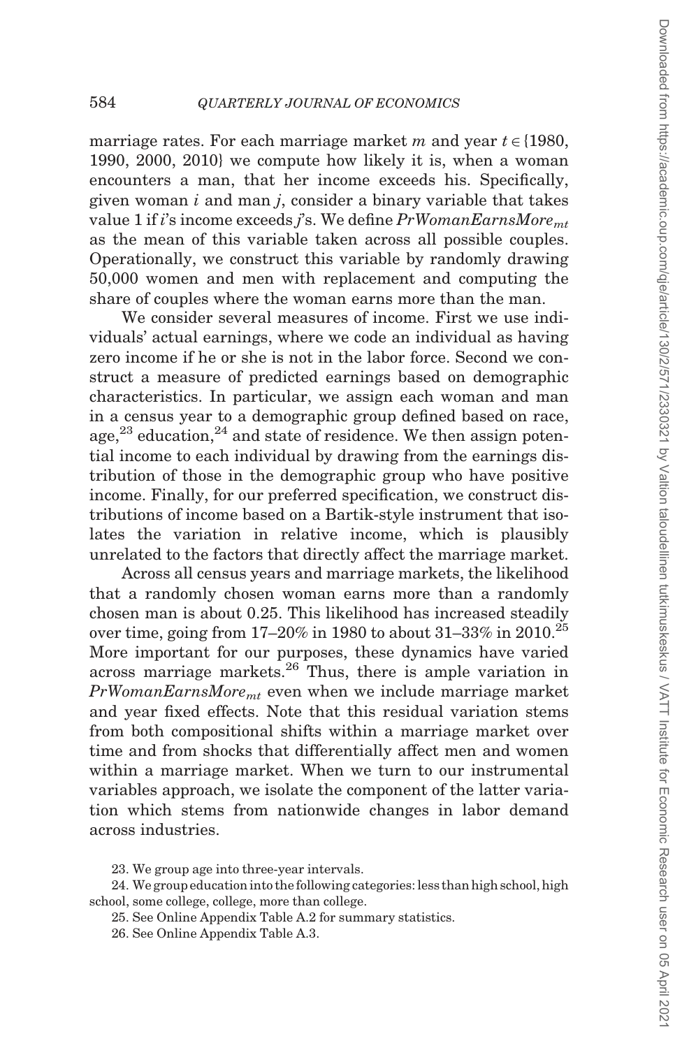marriage rates. For each marriage market $m$ and year $t \in \{1980, 1990, 2000, 2010\}$ we compute how likely it is, when a woman encounters a man, that her income exceeds his. Specifically, given woman $i$ and man $j$, consider a binary variable that takes value 1 if $i$'s income exceeds $j$'s. We define $PrWomanEarnsMore_{mt}$ as the mean of this variable taken across all possible couples. Operationally, we construct this variable by randomly drawing 50,000 women and men with replacement and computing the share of couples where the woman earns more than the man.

We consider several measures of income. First we use individuals' actual earnings, where we code an individual as having zero income if he or she is not in the labor force. Second we construct a measure of predicted earnings based on demographic characteristics. In particular, we assign each woman and man in a census year to a demographic group defined based on race, age,[23] education,[24] and state of residence. We then assign potential income to each individual by drawing from the earnings distribution of those in the demographic group who have positive income. Finally, for our preferred specification, we construct distributions of income based on a Bartik-style instrument that isolates the variation in relative income, which is plausibly unrelated to the factors that directly affect the marriage market.

Across all census years and marriage markets, the likelihood that a randomly chosen woman earns more than a randomly chosen man is about 0.25. This likelihood has increased steadily over time, going from 17–20% in 1980 to about 31–33% in 2010.[25] More important for our purposes, these dynamics have varied across marriage markets.[26] Thus, there is ample variation in $PrWomanEarnsMore_{mt}$ even when we include marriage market and year fixed effects. Note that this residual variation stems from both compositional shifts within a marriage market over time and from shocks that differentially affect men and women within a marriage market. When we turn to our instrumental variables approach, we isolate the component of the latter variation which stems from nationwide changes in labor demand across industries.

23. We group age into three-year intervals.

24. We group education into the following categories: less than high school, high school, some college, college, more than college.

25. See Online Appendix Table A.2 for summary statistics.

26. See Online Appendix Table A.3.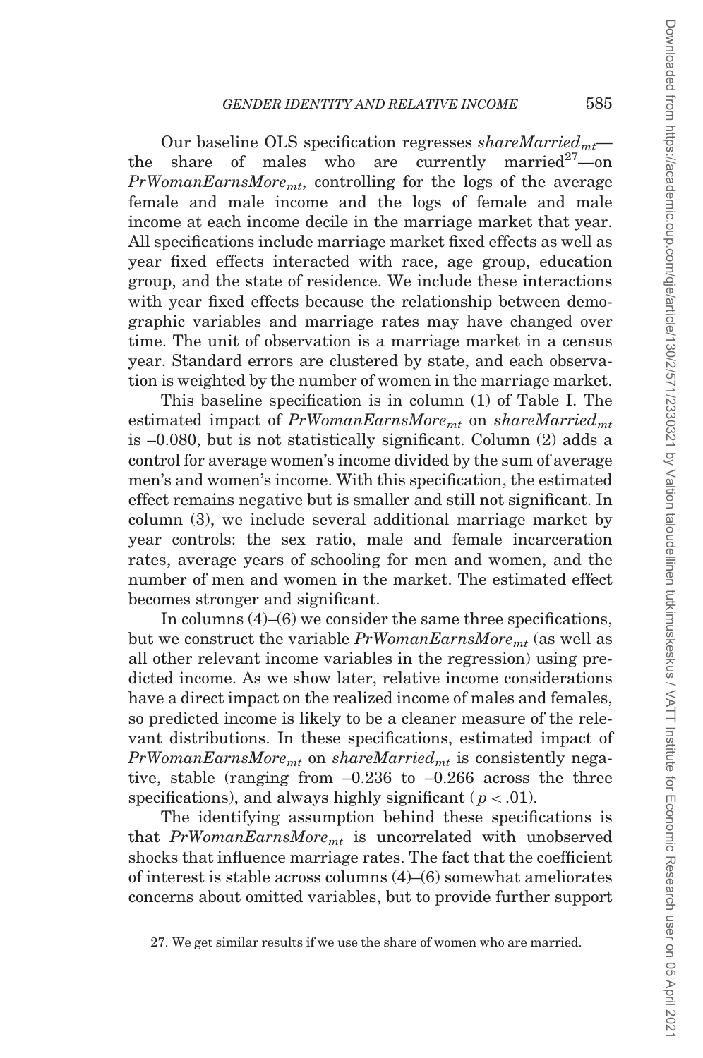Our baseline OLS specification regresses $shareMarried_{mt}$—the share of males who are currently married[27]—on $PrWomanEarnsMore_{mt}$, controlling for the logs of the average female and male income and the logs of female and male income at each income decile in the marriage market that year. All specifications include marriage market fixed effects as well as year fixed effects interacted with race, age group, education group, and the state of residence. We include these interactions with year fixed effects because the relationship between demographic variables and marriage rates may have changed over time. The unit of observation is a marriage market in a census year. Standard errors are clustered by state, and each observation is weighted by the number of women in the marriage market.

This baseline specification is in column (1) of Table I. The estimated impact of $PrWomanEarnsMore_{mt}$ on $shareMarried_{mt}$ is –0.080, but is not statistically significant. Column (2) adds a control for average women's income divided by the sum of average men's and women's income. With this specification, the estimated effect remains negative but is smaller and still not significant. In column (3), we include several additional marriage market by year controls: the sex ratio, male and female incarceration rates, average years of schooling for men and women, and the number of men and women in the market. The estimated effect becomes stronger and significant.

In columns (4)–(6) we consider the same three specifications, but we construct the variable $PrWomanEarnsMore_{mt}$ (as well as all other relevant income variables in the regression) using predicted income. As we show later, relative income considerations have a direct impact on the realized income of males and females, so predicted income is likely to be a cleaner measure of the relevant distributions. In these specifications, estimated impact of $PrWomanEarnsMore_{mt}$ on $shareMarried_{mt}$ is consistently negative, stable (ranging from –0.236 to –0.266 across the three specifications), and always highly significant ($p < .01$).

The identifying assumption behind these specifications is that $PrWomanEarnsMore_{mt}$ is uncorrelated with unobserved shocks that influence marriage rates. The fact that the coefficient of interest is stable across columns (4)–(6) somewhat ameliorates concerns about omitted variables, but to provide further support

27. We get similar results if we use the share of women who are married.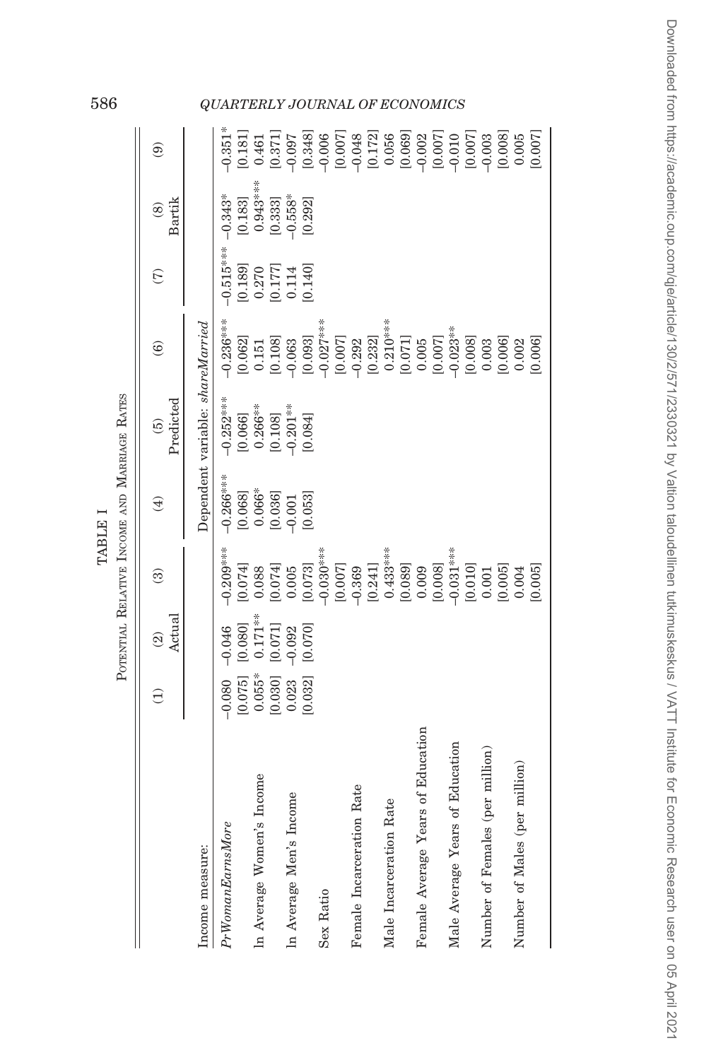TABLE I

POTENTIAL RELATIVE INCOME AND MARRIAGE RATES

| | (1) | (2) | (3) | (4) | (5) | (6) | (7) | (8) | (9) |
|---|---|---|---|---|---|---|---|---|---|
| Income measure: | | Actual | | | Predicted | | | Bartik | |
| | Dependent variable: *shareMarried* | | | | | | | | |
| *PrWomanEarnsMore* | −0.080 | −0.046 | −0.209*** | −0.266*** | −0.252*** | −0.236*** | −0.515*** | −0.343* | −0.351* |
| | [0.075] | [0.080] | [0.074] | [0.068] | [0.066] | [0.062] | [0.189] | [0.183] | [0.181] |
| ln Average Women's Income | 0.055* | 0.171** | 0.088 | 0.066* | 0.266** | 0.151 | 0.270 | 0.943*** | 0.461 |
| | [0.030] | [0.071] | [0.074] | [0.036] | [0.108] | [0.108] | [0.177] | [0.333] | [0.371] |
| ln Average Men's Income | 0.023 | −0.092 | 0.005 | −0.001 | −0.201** | −0.063 | 0.114 | −0.558* | −0.097 |
| | [0.032] | [0.070] | [0.073] | [0.053] | [0.084] | [0.093] | [0.140] | [0.292] | [0.348] |
| Sex Ratio | | | −0.030*** | | | −0.027*** | | | −0.006 |
| | | | [0.007] | | | [0.007] | | | [0.007] |
| Female Incarceration Rate | | | −0.369 | | | −0.292 | | | −0.048 |
| | | | [0.241] | | | [0.232] | | | [0.172] |
| Male Incarceration Rate | | | 0.433*** | | | 0.210*** | | | 0.056 |
| | | | [0.089] | | | [0.071] | | | [0.069] |
| Female Average Years of Education | | | 0.009 | | | 0.005 | | | −0.002 |
| | | | [0.008] | | | [0.007] | | | [0.007] |
| Male Average Years of Education | | | −0.031*** | | | −0.023** | | | −0.010 |
| | | | [0.010] | | | [0.008] | | | [0.007] |
| Number of Females (per million) | | | 0.001 | | | 0.003 | | | −0.003 |
| | | | [0.005] | | | [0.006] | | | [0.008] |
| Number of Males (per million) | | | 0.004 | | | 0.002 | | | 0.005 |
| | | | [0.005] | | | [0.006] | | | [0.007] |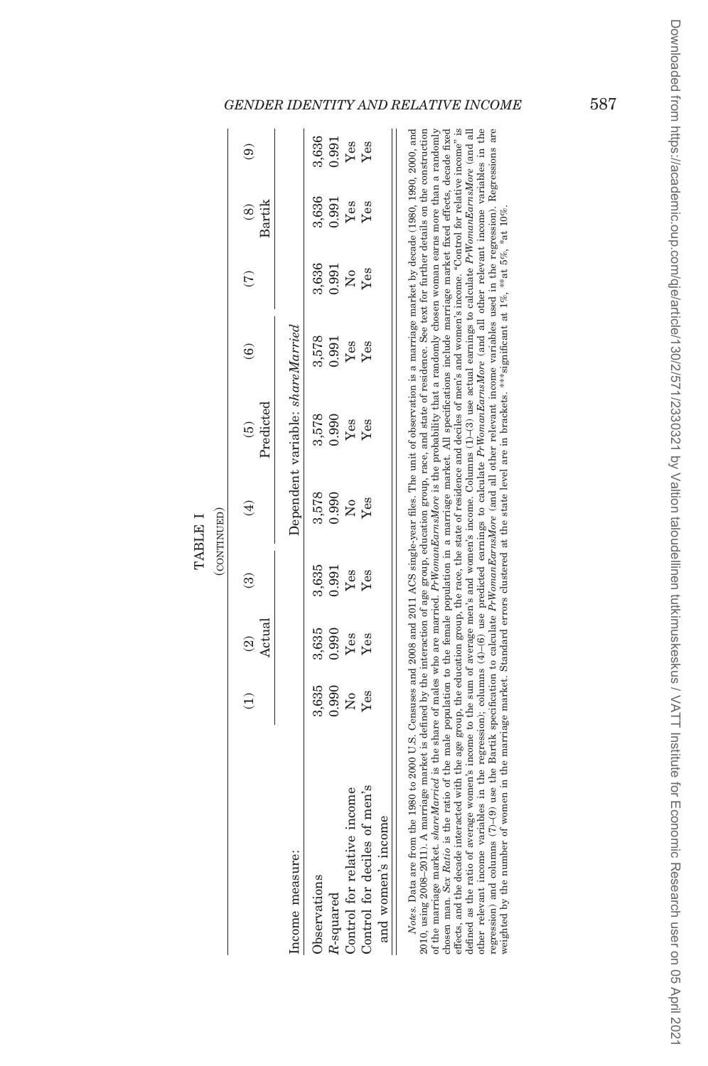TABLE I

(CONTINUED)

| | (1) | (2) | (3) | (4) | (5) | (6) | (7) | (8) | (9) |
|---|---|---|---|---|---|---|---|---|---|
| Income measure: | | Actual | | | Predicted | | | Bartik | |
| | Dependent variable: *shareMarried* | | | | | | | | |
| Observations | 3,635 | 3,635 | 3,635 | 3,578 | 3,578 | 3,578 | 3,636 | 3,636 | 3,636 |
| $R$-squared | 0.990 | 0.990 | 0.991 | 0.990 | 0.990 | 0.991 | 0.991 | 0.991 | 0.991 |
| Control for relative income | No | Yes | Yes | No | Yes | Yes | No | Yes | Yes |
| Control for deciles of men's and women's income | Yes | Yes | Yes | Yes | Yes | Yes | Yes | Yes | Yes |

*Notes*. Data are from the 1980 to 2000 U.S. Censuses and 2008 and 2011 ACS single-year files. The unit of observation is a marriage market by decade (1980, 1990, 2000, and 2010, using 2008–2011). A marriage market is defined by the interaction of age group, education group, race, and state of residence. See text for further details on the construction of the marriage market. *shareMarried* is the share of males who are married. *PrWomanEarnsMore* is the probability that a randomly chosen woman earns more than a randomly chosen man. *Sex Ratio* is the ratio of the male population to the female population in a marriage market. All specifications include marriage market fixed effects, decade fixed effects, and the decade interacted with the age group, the education group, the race, the state of residence and deciles of men's and women's income. "Control for relative income" is defined as the ratio of average women's income to the sum of average men's and women's income. Columns (1)–(3) use actual earnings to calculate *PrWomanEarnsMore* (and all other relevant income variables in the regression); columns (4)–(6) use predicted earnings to calculate *PrWomanEarnsMore* (and all other relevant income variables in the regression) and columns (7)–(9) use the Bartik specification to calculate *PrWomanEarnsMore* (and all other relevant income variables used in the regression). Regressions are weighted by the number of women in the marriage market. Standard errors clustered at the state level are in brackets. ***significant at 1%, **at 5%, *at 10%.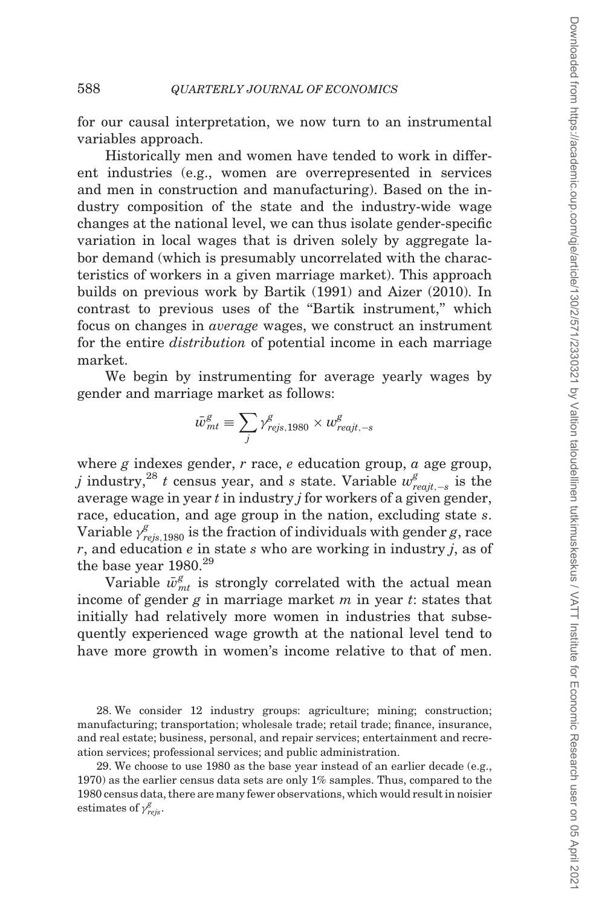for our causal interpretation, we now turn to an instrumental variables approach.

Historically men and women have tended to work in different industries (e.g., women are overrepresented in services and men in construction and manufacturing). Based on the industry composition of the state and the industry-wide wage changes at the national level, we can thus isolate gender-specific variation in local wages that is driven solely by aggregate labor demand (which is presumably uncorrelated with the characteristics of workers in a given marriage market). This approach builds on previous work by Bartik (1991) and Aizer (2010). In contrast to previous uses of the "Bartik instrument," which focus on changes in *average* wages, we construct an instrument for the entire *distribution* of potential income in each marriage market.

We begin by instrumenting for average yearly wages by gender and marriage market as follows:

$$\bar{w}^{g}_{mt} \equiv \sum_{j} \gamma^{g}_{rejs,1980} \times w^{g}_{reajt,-s}$$

where $g$ indexes gender, $r$ race, $e$ education group, $a$ age group, $j$ industry,[28] $t$ census year, and $s$ state. Variable $w^{g}_{reajt,-s}$ is the average wage in year $t$ in industry $j$ for workers of a given gender, race, education, and age group in the nation, excluding state $s$. Variable $\gamma^{g}_{rejs,1980}$ is the fraction of individuals with gender $g$, race $r$, and education $e$ in state $s$ who are working in industry $j$, as of the base year 1980.[29]

Variable $\bar{w}^{g}_{mt}$ is strongly correlated with the actual mean income of gender $g$ in marriage market $m$ in year $t$: states that initially had relatively more women in industries that subsequently experienced wage growth at the national level tend to have more growth in women's income relative to that of men.

28. We consider 12 industry groups: agriculture; mining; construction; manufacturing; transportation; wholesale trade; retail trade; finance, insurance, and real estate; business, personal, and repair services; entertainment and recreation services; professional services; and public administration.

29. We choose to use 1980 as the base year instead of an earlier decade (e.g., 1970) as the earlier census data sets are only 1% samples. Thus, compared to the 1980 census data, there are many fewer observations, which would result in noisier estimates of $\gamma^{g}_{rejs}$.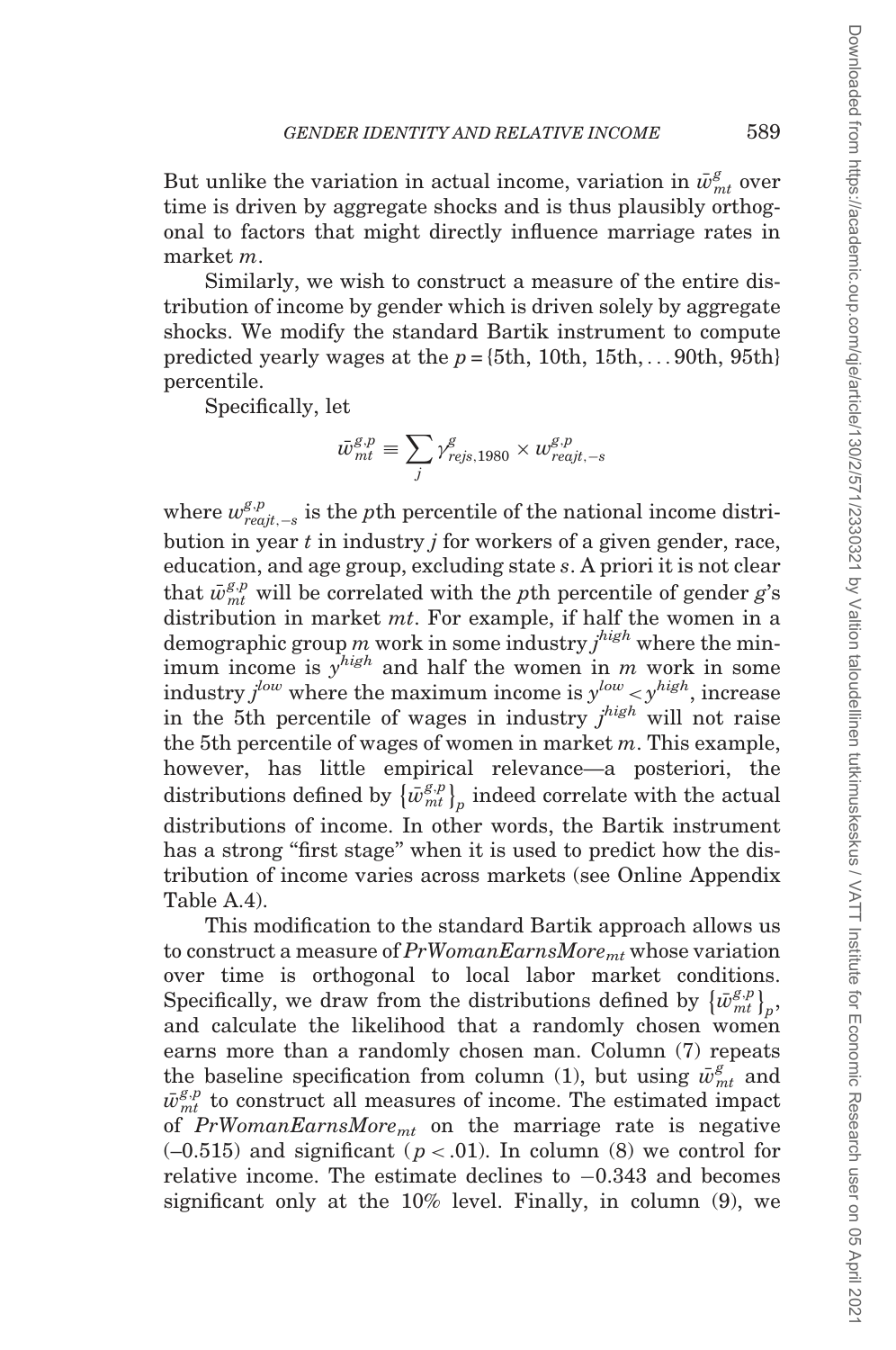But unlike the variation in actual income, variation in $\bar{w}^{g}_{mt}$ over time is driven by aggregate shocks and is thus plausibly orthogonal to factors that might directly influence marriage rates in market $m$.

Similarly, we wish to construct a measure of the entire distribution of income by gender which is driven solely by aggregate shocks. We modify the standard Bartik instrument to compute predicted yearly wages at the $p = \{5\text{th}, 10\text{th}, 15\text{th}, \ldots 90\text{th}, 95\text{th}\}$ percentile.

Specifically, let

$$\bar{w}^{g,p}_{mt} \equiv \sum_{j} \gamma^{g}_{rejs,1980} \times w^{g,p}_{reajt,-s}$$

where $w^{g,p}_{reajt,-s}$ is the $p$th percentile of the national income distribution in year $t$ in industry $j$ for workers of a given gender, race, education, and age group, excluding state $s$. A priori it is not clear that $\bar{w}^{g,p}_{mt}$ will be correlated with the $p$th percentile of gender $g$'s distribution in market $mt$. For example, if half the women in a demographic group $m$ work in some industry $j^{high}$ where the minimum income is $y^{high}$ and half the women in $m$ work in some industry $j^{low}$ where the maximum income is $y^{low} < y^{high}$, increase in the 5th percentile of wages in industry $j^{high}$ will not raise the 5th percentile of wages of women in market $m$. This example, however, has little empirical relevance—a posteriori, the distributions defined by $\{\bar{w}^{g,p}_{mt}\}_p$ indeed correlate with the actual distributions of income. In other words, the Bartik instrument has a strong "first stage" when it is used to predict how the distribution of income varies across markets (see Online Appendix Table A.4).

This modification to the standard Bartik approach allows us to construct a measure of $PrWomanEarnsMore_{mt}$ whose variation over time is orthogonal to local labor market conditions. Specifically, we draw from the distributions defined by $\{\bar{w}^{g,p}_{mt}\}_p$, and calculate the likelihood that a randomly chosen women earns more than a randomly chosen man. Column (7) repeats the baseline specification from column (1), but using $\bar{w}^{g}_{mt}$ and $\bar{w}^{g,p}_{mt}$ to construct all measures of income. The estimated impact of $PrWomanEarnsMore_{mt}$ on the marriage rate is negative (–0.515) and significant ($p < .01$). In column (8) we control for relative income. The estimate declines to −0.343 and becomes significant only at the 10% level. Finally, in column (9), we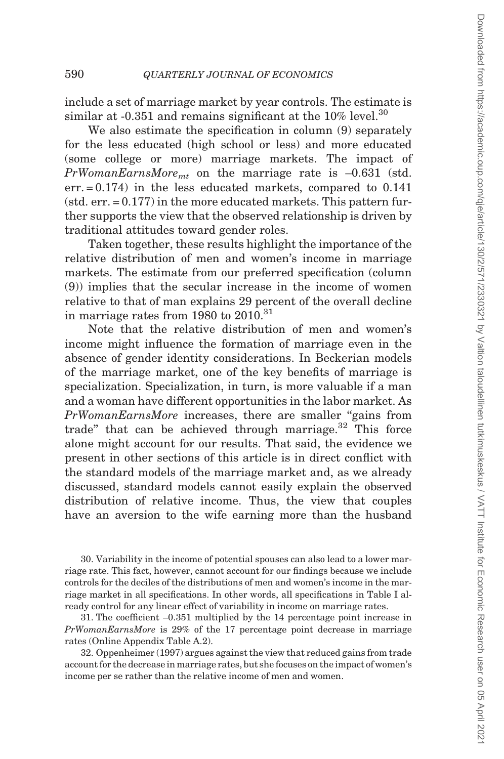include a set of marriage market by year controls. The estimate is similar at -0.351 and remains significant at the 10% level.[30]

We also estimate the specification in column (9) separately for the less educated (high school or less) and more educated (some college or more) marriage markets. The impact of $PrWomanEarnsMore_{mt}$ on the marriage rate is –0.631 (std. err. = 0.174) in the less educated markets, compared to 0.141 (std. err. = 0.177) in the more educated markets. This pattern further supports the view that the observed relationship is driven by traditional attitudes toward gender roles.

Taken together, these results highlight the importance of the relative distribution of men and women's income in marriage markets. The estimate from our preferred specification (column (9)) implies that the secular increase in the income of women relative to that of man explains 29 percent of the overall decline in marriage rates from 1980 to 2010.[31]

Note that the relative distribution of men and women's income might influence the formation of marriage even in the absence of gender identity considerations. In Beckerian models of the marriage market, one of the key benefits of marriage is specialization. Specialization, in turn, is more valuable if a man and a woman have different opportunities in the labor market. As *PrWomanEarnsMore* increases, there are smaller "gains from trade" that can be achieved through marriage.[32] This force alone might account for our results. That said, the evidence we present in other sections of this article is in direct conflict with the standard models of the marriage market and, as we already discussed, standard models cannot easily explain the observed distribution of relative income. Thus, the view that couples have an aversion to the wife earning more than the husband

30. Variability in the income of potential spouses can also lead to a lower marriage rate. This fact, however, cannot account for our findings because we include controls for the deciles of the distributions of men and women's income in the marriage market in all specifications. In other words, all specifications in Table I already control for any linear effect of variability in income on marriage rates.

31. The coefficient –0.351 multiplied by the 14 percentage point increase in *PrWomanEarnsMore* is 29% of the 17 percentage point decrease in marriage rates (Online Appendix Table A.2).

32. Oppenheimer (1997) argues against the view that reduced gains from trade account for the decrease in marriage rates, but she focuses on the impact of women's income per se rather than the relative income of men and women.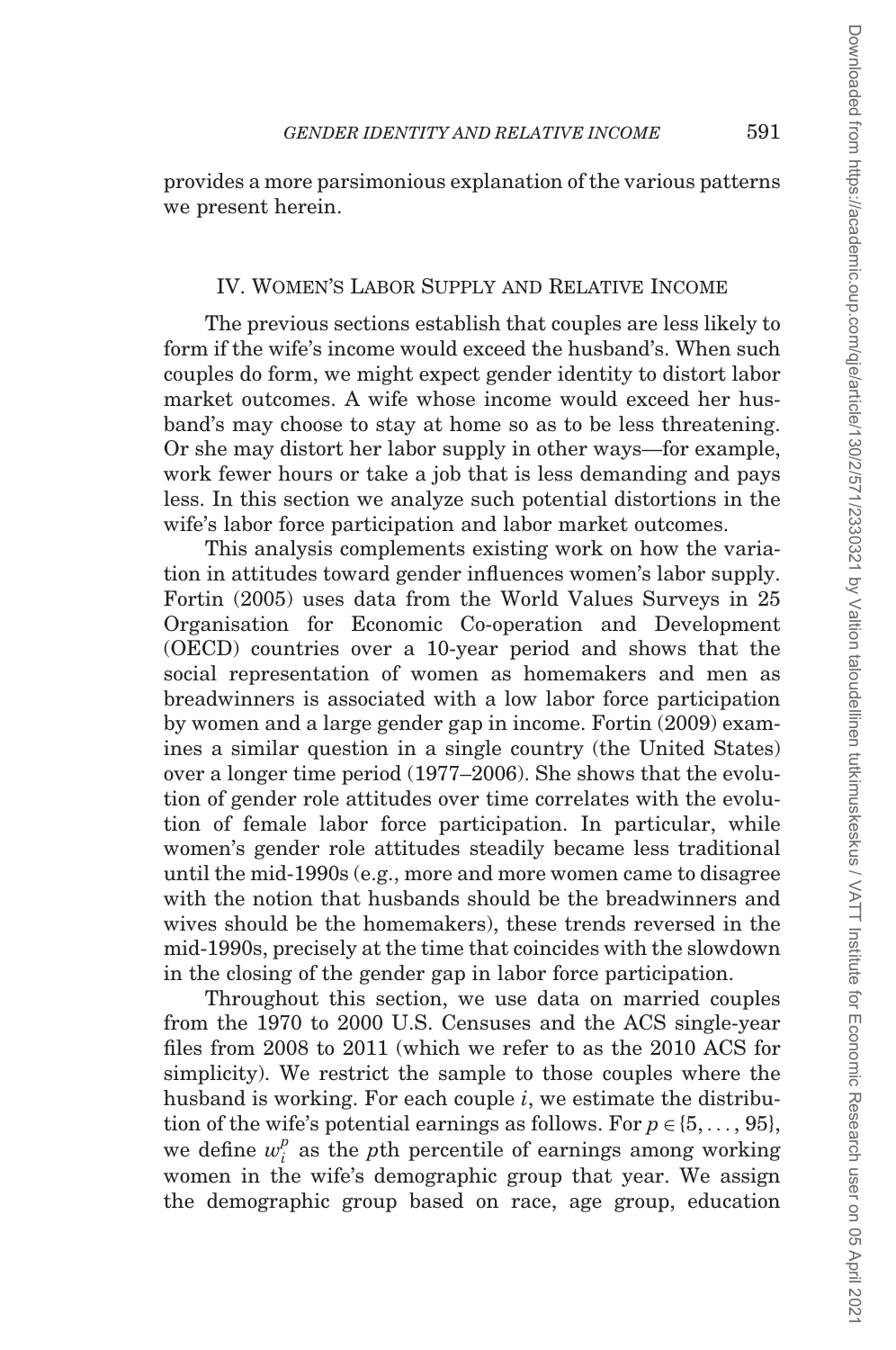provides a more parsimonious explanation of the various patterns we present herein.

## IV. Women's Labor Supply and Relative Income

The previous sections establish that couples are less likely to form if the wife's income would exceed the husband's. When such couples do form, we might expect gender identity to distort labor market outcomes. A wife whose income would exceed her husband's may choose to stay at home so as to be less threatening. Or she may distort her labor supply in other ways—for example, work fewer hours or take a job that is less demanding and pays less. In this section we analyze such potential distortions in the wife's labor force participation and labor market outcomes.

This analysis complements existing work on how the variation in attitudes toward gender influences women's labor supply. Fortin (2005) uses data from the World Values Surveys in 25 Organisation for Economic Co-operation and Development (OECD) countries over a 10-year period and shows that the social representation of women as homemakers and men as breadwinners is associated with a low labor force participation by women and a large gender gap in income. Fortin (2009) examines a similar question in a single country (the United States) over a longer time period (1977–2006). She shows that the evolution of gender role attitudes over time correlates with the evolution of female labor force participation. In particular, while women's gender role attitudes steadily became less traditional until the mid-1990s (e.g., more and more women came to disagree with the notion that husbands should be the breadwinners and wives should be the homemakers), these trends reversed in the mid-1990s, precisely at the time that coincides with the slowdown in the closing of the gender gap in labor force participation.

Throughout this section, we use data on married couples from the 1970 to 2000 U.S. Censuses and the ACS single-year files from 2008 to 2011 (which we refer to as the 2010 ACS for simplicity). We restrict the sample to those couples where the husband is working. For each couple $i$, we estimate the distribution of the wife's potential earnings as follows. For $p \in \{5, \ldots, 95\}$, we define $w_i^p$ as the $p$th percentile of earnings among working women in the wife's demographic group that year. We assign the demographic group based on race, age group, education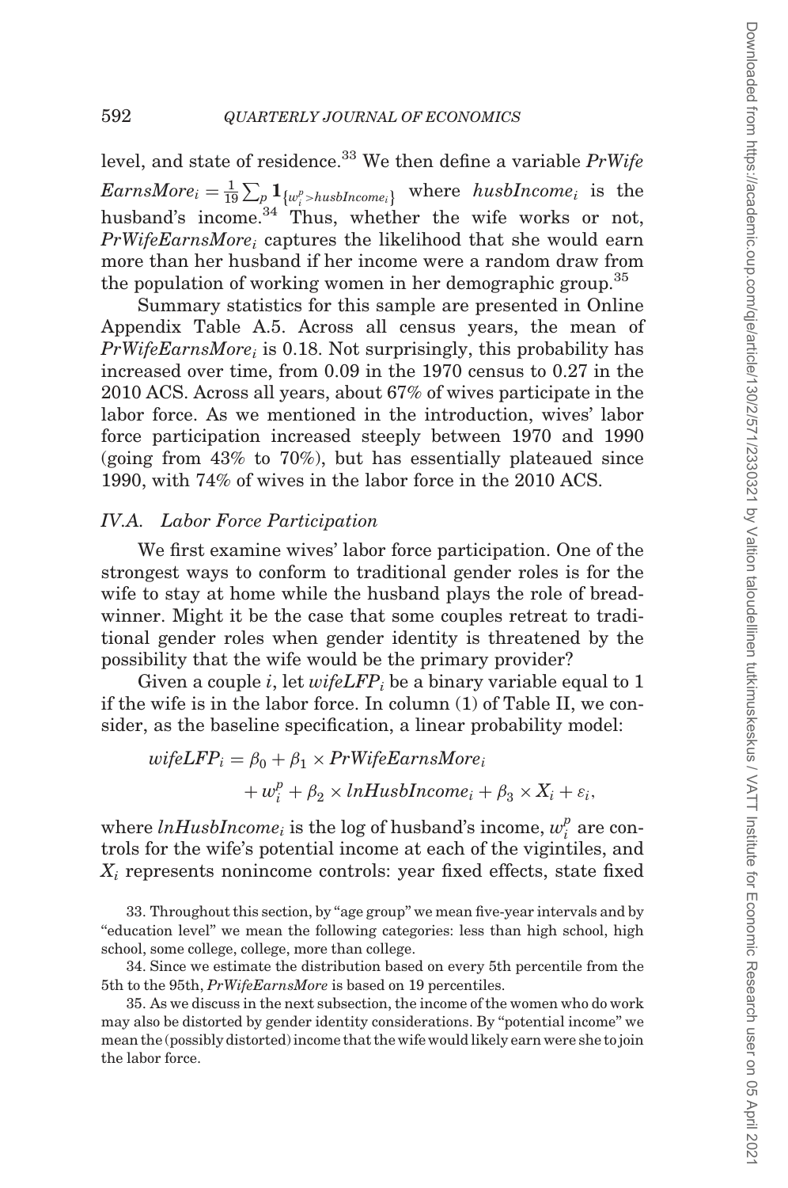level, and state of residence.[33] We then define a variable *PrWifeEarnsMore*$_i = \frac{1}{19}\sum_p \mathbf{1}_{\{w_i^p > husbIncome_i\}}$ where $husbIncome_i$ is the husband's income.[34] Thus, whether the wife works or not, $PrWifeEarnsMore_i$ captures the likelihood that she would earn more than her husband if her income were a random draw from the population of working women in her demographic group.[35]

Summary statistics for this sample are presented in Online Appendix Table A.5. Across all census years, the mean of $PrWifeEarnsMore_i$ is 0.18. Not surprisingly, this probability has increased over time, from 0.09 in the 1970 census to 0.27 in the 2010 ACS. Across all years, about 67% of wives participate in the labor force. As we mentioned in the introduction, wives' labor force participation increased steeply between 1970 and 1990 (going from 43% to 70%), but has essentially plateaued since 1990, with 74% of wives in the labor force in the 2010 ACS.

### IV.A. *Labor Force Participation*

We first examine wives' labor force participation. One of the strongest ways to conform to traditional gender roles is for the wife to stay at home while the husband plays the role of breadwinner. Might it be the case that some couples retreat to traditional gender roles when gender identity is threatened by the possibility that the wife would be the primary provider?

Given a couple $i$, let $wifeLFP_i$ be a binary variable equal to 1 if the wife is in the labor force. In column (1) of Table II, we consider, as the baseline specification, a linear probability model:

$$wifeLFP_i = \beta_0 + \beta_1 \times PrWifeEarnsMore_i + w_i^p + \beta_2 \times lnHusbIncome_i + \beta_3 \times X_i + \varepsilon_i,$$

where $lnHusbIncome_i$ is the log of husband's income, $w_i^p$ are controls for the wife's potential income at each of the vigintiles, and $X_i$ represents nonincome controls: year fixed effects, state fixed

33. Throughout this section, by "age group" we mean five-year intervals and by "education level" we mean the following categories: less than high school, high school, some college, college, more than college.

34. Since we estimate the distribution based on every 5th percentile from the 5th to the 95th, *PrWifeEarnsMore* is based on 19 percentiles.

35. As we discuss in the next subsection, the income of the women who do work may also be distorted by gender identity considerations. By "potential income" we mean the (possibly distorted) income that the wife would likely earn were she to join the labor force.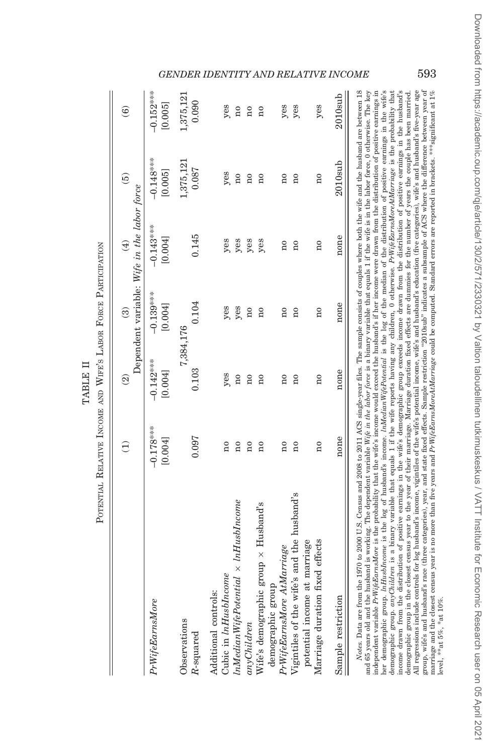TABLE II

POTENTIAL RELATIVE INCOME AND WIFE'S LABOR FORCE PARTICIPATION

| | (1) | (2) | (3) | (4) | (5) | (6) |
|---|---|---|---|---|---|---|
| | Dependent variable: *Wife in the labor force* | | | | | |
| *PrWifeEarnsMore* | −0.178*** | −0.142*** | −0.139*** | −0.143*** | −0.148*** | −0.152*** |
| | [0.004] | [0.004] | [0.004] | [0.004] | [0.005] | [0.005] |
| Observations | | 7,384,176 | | | 1,375,121 | 1,375,121 |
| $R$-squared | 0.097 | 0.103 | 0.104 | 0.145 | 0.087 | 0.090 |
| Additional controls: | | | | | | |
| Cubic in *lnHusbIncome* | no | yes | yes | yes | yes | yes |
| *lnMedianWifePotential* × *lnHusbIncome* | no | no | yes | yes | no | no |
| *anyChildren* | no | no | no | yes | no | no |
| Wife's demographic group × Husband's demographic group | no | no | no | yes | no | no |
| *PrWifeEarnsMore AtMarriage* | no | no | no | no | no | yes |
| Vigintiles of the wife's and the husband's potential income at marriage | no | no | no | no | no | yes |
| Marriage duration fixed effects | no | no | no | no | no | yes |
| Sample restriction | none | none | none | none | 2010sub | 2010sub |

*Notes.* Data are from the 1970 to 2000 U.S. Census and 2008 to 2011 ACS single-year files. The sample consists of couples where both the wife and the husband are between 18 and 65 years old and the husband is working. The dependent variable *Wife in the labor force* is a binary variable that equals 1 if the wife is in the labor force, 0 otherwise. The key independent variable *PrWifeEarnsMore* is the probability that the wife's income would exceed the husband's if her income were drawn from the distribution of positive earnings in her demographic group. *lnHusbIncome* is the log of husband's income. *lnMedianWifePotential* is the log of the median of the distribution of positive earnings in the wife's demographic group. *anyChildren* is a binary variable that equals 1 if the wife reports having any children, 0 otherwise. *PrWifeEarnsMoreAtMarriage* is the probability that income drawn from the distribution of positive earnings in the wife's demographic group exceeds income drawn from the distribution of positive earnings in the husband's demographic group in the closest census year to the year of their marriage. Marriage duration fixed effects are dummies for the number of years the couple has been married. All regressions include controls for log husband's income, vigintiles of the wife's potential income, wife's and husband's education (five categories), wife's and husband's five-year age group, wife's and husband's race (three categories), year, and state fixed effects. Sample restriction "2010sub" indicates a subsample of ACS where the difference between year of marriage and the closest census year is no more than five years and *PrWifeEarnsMoreAtMarriage* could be computed. Standard errors are reported in brackets. ***significant at 1% level, **at 5%, *at 10%.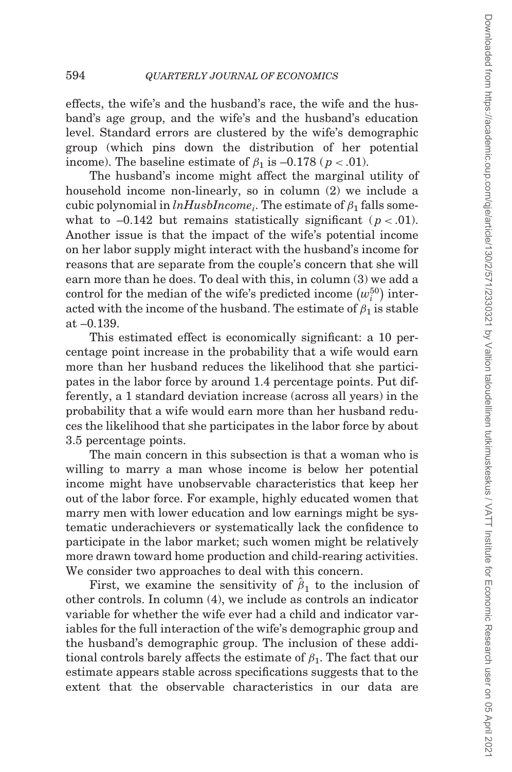effects, the wife's and the husband's race, the wife and the husband's age group, and the wife's and the husband's education level. Standard errors are clustered by the wife's demographic group (which pins down the distribution of her potential income). The baseline estimate of $\beta_1$ is –0.178 ($p < .01$).

The husband's income might affect the marginal utility of household income non-linearly, so in column (2) we include a cubic polynomial in $lnHusbIncome_i$. The estimate of $\beta_1$ falls somewhat to –0.142 but remains statistically significant ($p < .01$). Another issue is that the impact of the wife's potential income on her labor supply might interact with the husband's income for reasons that are separate from the couple's concern that she will earn more than he does. To deal with this, in column (3) we add a control for the median of the wife's predicted income $\left(w_i^{50}\right)$ interacted with the income of the husband. The estimate of $\beta_1$ is stable at –0.139.

This estimated effect is economically significant: a 10 percentage point increase in the probability that a wife would earn more than her husband reduces the likelihood that she participates in the labor force by around 1.4 percentage points. Put differently, a 1 standard deviation increase (across all years) in the probability that a wife would earn more than her husband reduces the likelihood that she participates in the labor force by about 3.5 percentage points.

The main concern in this subsection is that a woman who is willing to marry a man whose income is below her potential income might have unobservable characteristics that keep her out of the labor force. For example, highly educated women that marry men with lower education and low earnings might be systematic underachievers or systematically lack the confidence to participate in the labor market; such women might be relatively more drawn toward home production and child-rearing activities. We consider two approaches to deal with this concern.

First, we examine the sensitivity of $\hat{\beta}_1$ to the inclusion of other controls. In column (4), we include as controls an indicator variable for whether the wife ever had a child and indicator variables for the full interaction of the wife's demographic group and the husband's demographic group. The inclusion of these additional controls barely affects the estimate of $\beta_1$. The fact that our estimate appears stable across specifications suggests that to the extent that the observable characteristics in our data are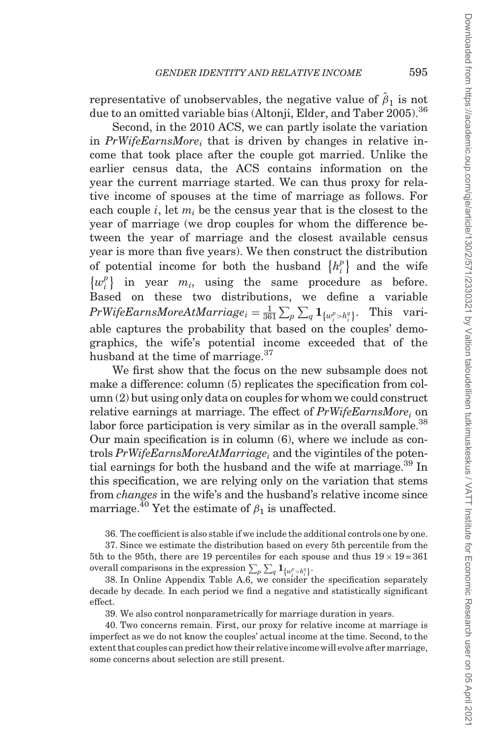representative of unobservables, the negative value of $\hat{\beta}_1$ is not due to an omitted variable bias (Altonji, Elder, and Taber 2005).[36]

Second, in the 2010 ACS, we can partly isolate the variation in $PrWifeEarnsMore_i$ that is driven by changes in relative income that took place after the couple got married. Unlike the earlier census data, the ACS contains information on the year the current marriage started. We can thus proxy for relative income of spouses at the time of marriage as follows. For each couple $i$, let $m_i$ be the census year that is the closest to the year of marriage (we drop couples for whom the difference between the year of marriage and the closest available census year is more than five years). We then construct the distribution of potential income for both the husband $\{h_i^p\}$ and the wife $\{w_i^p\}$ in year $m_i$, using the same procedure as before. Based on these two distributions, we define a variable $PrWifeEarnsMoreAtMarriage_i = \frac{1}{361}\sum_p \sum_q \mathbf{1}_{\{w_i^p > h_i^q\}}$. This variable captures the probability that based on the couples' demographics, the wife's potential income exceeded that of the husband at the time of marriage.[37]

We first show that the focus on the new subsample does not make a difference: column (5) replicates the specification from column (2) but using only data on couples for whom we could construct relative earnings at marriage. The effect of $PrWifeEarnsMore_i$ on labor force participation is very similar as in the overall sample.[38] Our main specification is in column (6), where we include as controls $PrWifeEarnsMoreAtMarriage_i$ and the vigintiles of the potential earnings for both the husband and the wife at marriage.[39] In this specification, we are relying only on the variation that stems from *changes* in the wife's and the husband's relative income since marriage.[40] Yet the estimate of $\beta_1$ is unaffected.

36. The coefficient is also stable if we include the additional controls one by one.

37. Since we estimate the distribution based on every 5th percentile from the 5th to the 95th, there are 19 percentiles for each spouse and thus $19 \times 19 = 361$ overall comparisons in the expression $\sum_p \sum_q \mathbf{1}_{\{w_i^p > h_i^q\}}$.

38. In Online Appendix Table A.6, we consider the specification separately decade by decade. In each period we find a negative and statistically significant effect.

39. We also control nonparametrically for marriage duration in years.

40. Two concerns remain. First, our proxy for relative income at marriage is imperfect as we do not know the couples' actual income at the time. Second, to the extent that couples can predict how their relative income will evolve after marriage, some concerns about selection are still present.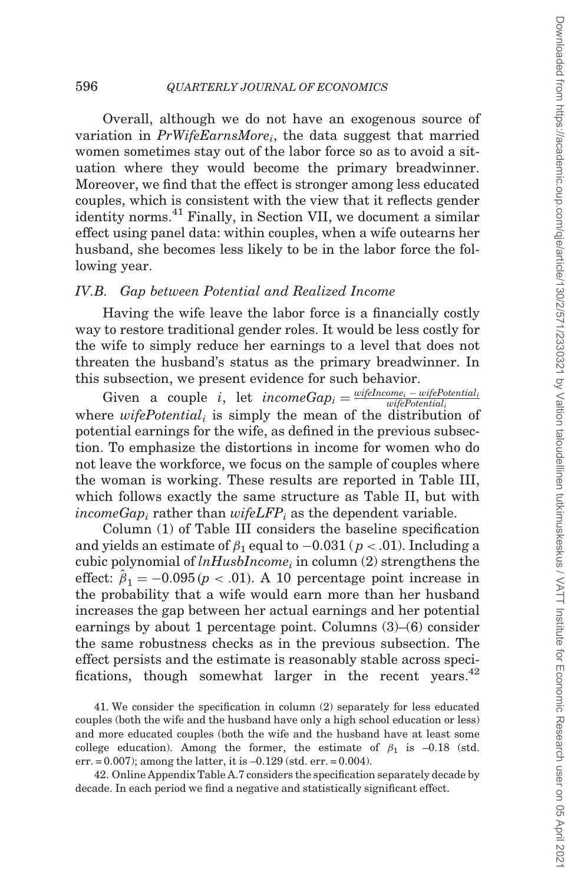Overall, although we do not have an exogenous source of variation in $PrWifeEarnsMore_i$, the data suggest that married women sometimes stay out of the labor force so as to avoid a situation where they would become the primary breadwinner. Moreover, we find that the effect is stronger among less educated couples, which is consistent with the view that it reflects gender identity norms.[41] Finally, in Section VII, we document a similar effect using panel data: within couples, when a wife outearns her husband, she becomes less likely to be in the labor force the following year.

## IV.B. Gap between Potential and Realized Income

Having the wife leave the labor force is a financially costly way to restore traditional gender roles. It would be less costly for the wife to simply reduce her earnings to a level that does not threaten the husband's status as the primary breadwinner. In this subsection, we present evidence for such behavior.

Given a couple $i$, let $incomeGap_i = \frac{wifeIncome_i - wifePotential_i}{wifePotential_i}$ where $wifePotential_i$ is simply the mean of the distribution of potential earnings for the wife, as defined in the previous subsection. To emphasize the distortions in income for women who do not leave the workforce, we focus on the sample of couples where the woman is working. These results are reported in Table III, which follows exactly the same structure as Table II, but with $incomeGap_i$ rather than $wifeLFP_i$ as the dependent variable.

Column (1) of Table III considers the baseline specification and yields an estimate of $\beta_1$ equal to $-0.031$ ($p < .01$). Including a cubic polynomial of $lnHusbIncome_i$ in column (2) strengthens the effect: $\hat{\beta}_1 = -0.095$ ($p < .01$). A 10 percentage point increase in the probability that a wife would earn more than her husband increases the gap between her actual earnings and her potential earnings by about 1 percentage point. Columns (3)–(6) consider the same robustness checks as in the previous subsection. The effect persists and the estimate is reasonably stable across specifications, though somewhat larger in the recent years.[42]

41. We consider the specification in column (2) separately for less educated couples (both the wife and the husband have only a high school education or less) and more educated couples (both the wife and the husband have at least some college education). Among the former, the estimate of $\beta_1$ is –0.18 (std. err. = 0.007); among the latter, it is –0.129 (std. err. = 0.004).

42. Online Appendix Table A.7 considers the specification separately decade by decade. In each period we find a negative and statistically significant effect.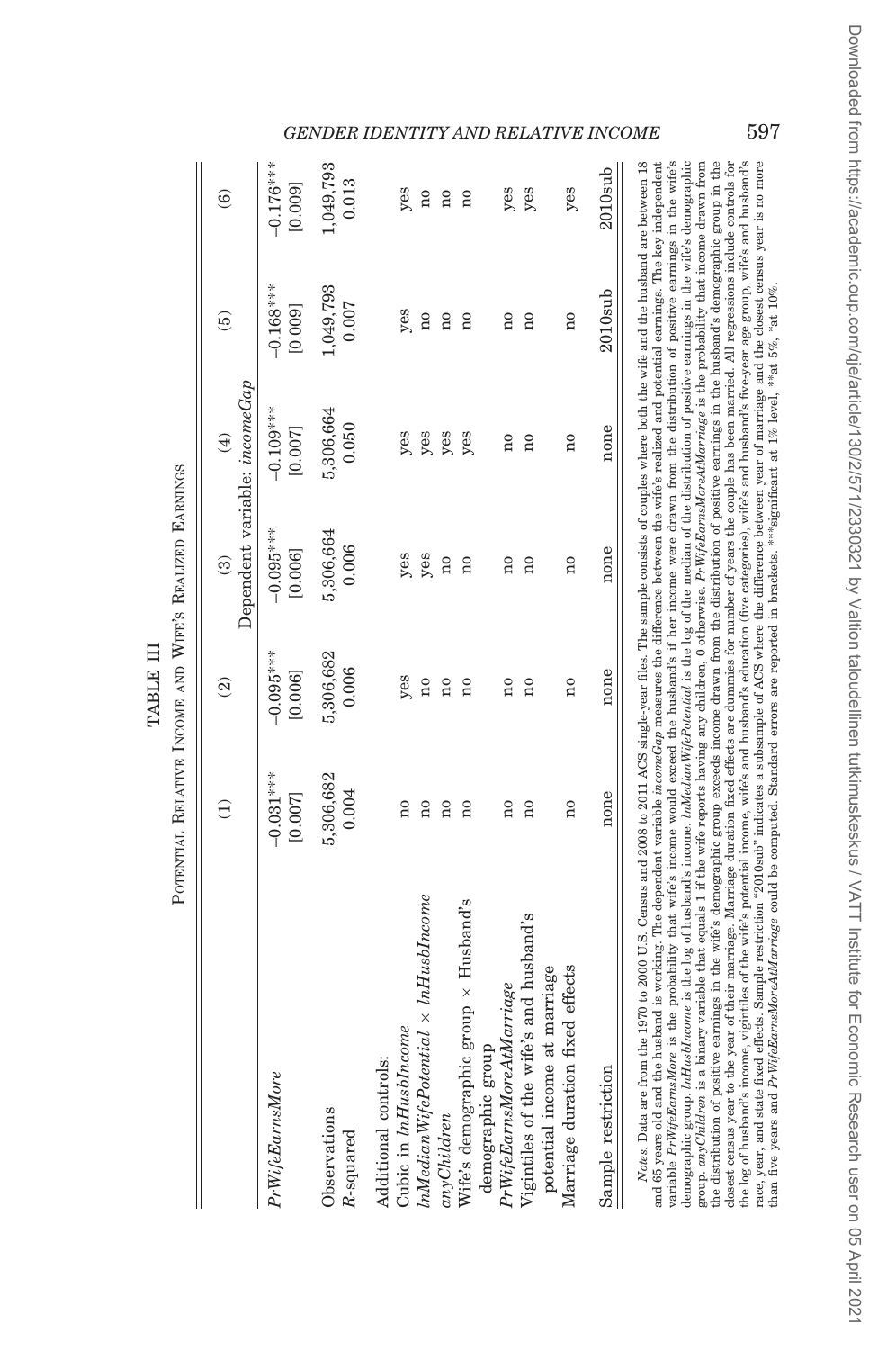TABLE III

POTENTIAL RELATIVE INCOME AND WIFE'S REALIZED EARNINGS

| | (1) | (2) | (3) | (4) | (5) | (6) |
|---|---|---|---|---|---|---|
| | Dependent variable: *incomeGap* | | | | | |
| *PrWifeEarnsMore* | −0.031*** | −0.095*** | −0.095*** | −0.109*** | −0.168*** | −0.176*** |
| | [0.007] | [0.006] | [0.006] | [0.007] | [0.009] | [0.009] |
| Observations | 5,306,682 | 5,306,682 | 5,306,664 | 5,306,664 | 1,049,793 | 1,049,793 |
| R-squared | 0.004 | 0.006 | 0.006 | 0.050 | 0.007 | 0.013 |
| Additional controls: | | | | | | |
| Cubic in *lnHusbIncome* | no | yes | yes | yes | yes | yes |
| *lnMedianWifePotential* × *lnHusbIncome* | no | no | yes | yes | no | no |
| *anyChildren* | no | no | no | yes | no | no |
| Wife's demographic group × Husband's demographic group | no | no | no | yes | no | no |
| *PrWifeEarnsMoreAtMarriage* | no | no | no | no | no | yes |
| Vigintiles of the wife's and husband's potential income at marriage | no | no | no | no | no | yes |
| Marriage duration fixed effects | no | no | no | no | no | yes |
| Sample restriction | none | none | none | none | 2010sub | 2010sub |

*Notes.* Data are from the 1970 to 2000 U.S. Census and 2008 to 2011 ACS single-year files. The sample consists of couples where both the wife and the husband are between 18 and 65 years old and the husband is working. The dependent variable *incomeGap* measures the difference between the wife's realized and potential earnings. The key independent variable *PrWifeEarnsMore* is the probability that wife's income would exceed the husband's if her income were drawn from the distribution of positive earnings in the wife's demographic group. *lnHusbIncome* is the log of husband's income. *lnMedianWifePotential* is the log of the median of the distribution of positive earnings in the wife's demographic group. *anyChildren* is a binary variable that equals 1 if the wife reports having any children, 0 otherwise. *PrWifeEarnsMoreAtMarriage* is the probability that income drawn from the distribution of positive earnings in the wife's demographic group exceeds income drawn from the distribution of positive earnings in the husband's demographic group in the closest census year to the year of their marriage. Marriage duration fixed effects are dummies for number of years the couple has been married. All regressions include controls for the log of husband's income, vigintiles of the wife's potential income, wife's and husband's education (five categories), wife's and husband's five-year age group, wife's and husband's race, year, and state fixed effects. Sample restriction "2010sub" indicates a subsample of ACS where the difference between year of marriage and the closest census year is no more than five years and *PrWifeEarnsMoreAtMarriage* could be computed. Standard errors are reported in brackets. ***significant at 1% level, **at 5%, *at 10%.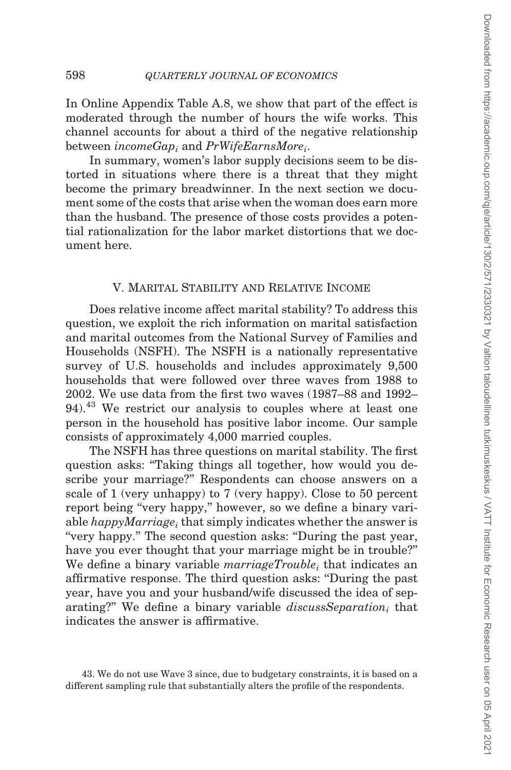In Online Appendix Table A.8, we show that part of the effect is moderated through the number of hours the wife works. This channel accounts for about a third of the negative relationship between $incomeGap_i$ and $PrWifeEarnsMore_i$.

In summary, women's labor supply decisions seem to be distorted in situations where there is a threat that they might become the primary breadwinner. In the next section we document some of the costs that arise when the woman does earn more than the husband. The presence of those costs provides a potential rationalization for the labor market distortions that we document here.

## V. Marital Stability and Relative Income

Does relative income affect marital stability? To address this question, we exploit the rich information on marital satisfaction and marital outcomes from the National Survey of Families and Households (NSFH). The NSFH is a nationally representative survey of U.S. households and includes approximately 9,500 households that were followed over three waves from 1988 to 2002. We use data from the first two waves (1987–88 and 1992–94).[43] We restrict our analysis to couples where at least one person in the household has positive labor income. Our sample consists of approximately 4,000 married couples.

The NSFH has three questions on marital stability. The first question asks: "Taking things all together, how would you describe your marriage?" Respondents can choose answers on a scale of 1 (very unhappy) to 7 (very happy). Close to 50 percent report being "very happy," however, so we define a binary variable $happyMarriage_i$ that simply indicates whether the answer is "very happy." The second question asks: "During the past year, have you ever thought that your marriage might be in trouble?" We define a binary variable $marriageTrouble_i$ that indicates an affirmative response. The third question asks: "During the past year, have you and your husband/wife discussed the idea of separating?" We define a binary variable $discussSeparation_i$ that indicates the answer is affirmative.

43. We do not use Wave 3 since, due to budgetary constraints, it is based on a different sampling rule that substantially alters the profile of the respondents.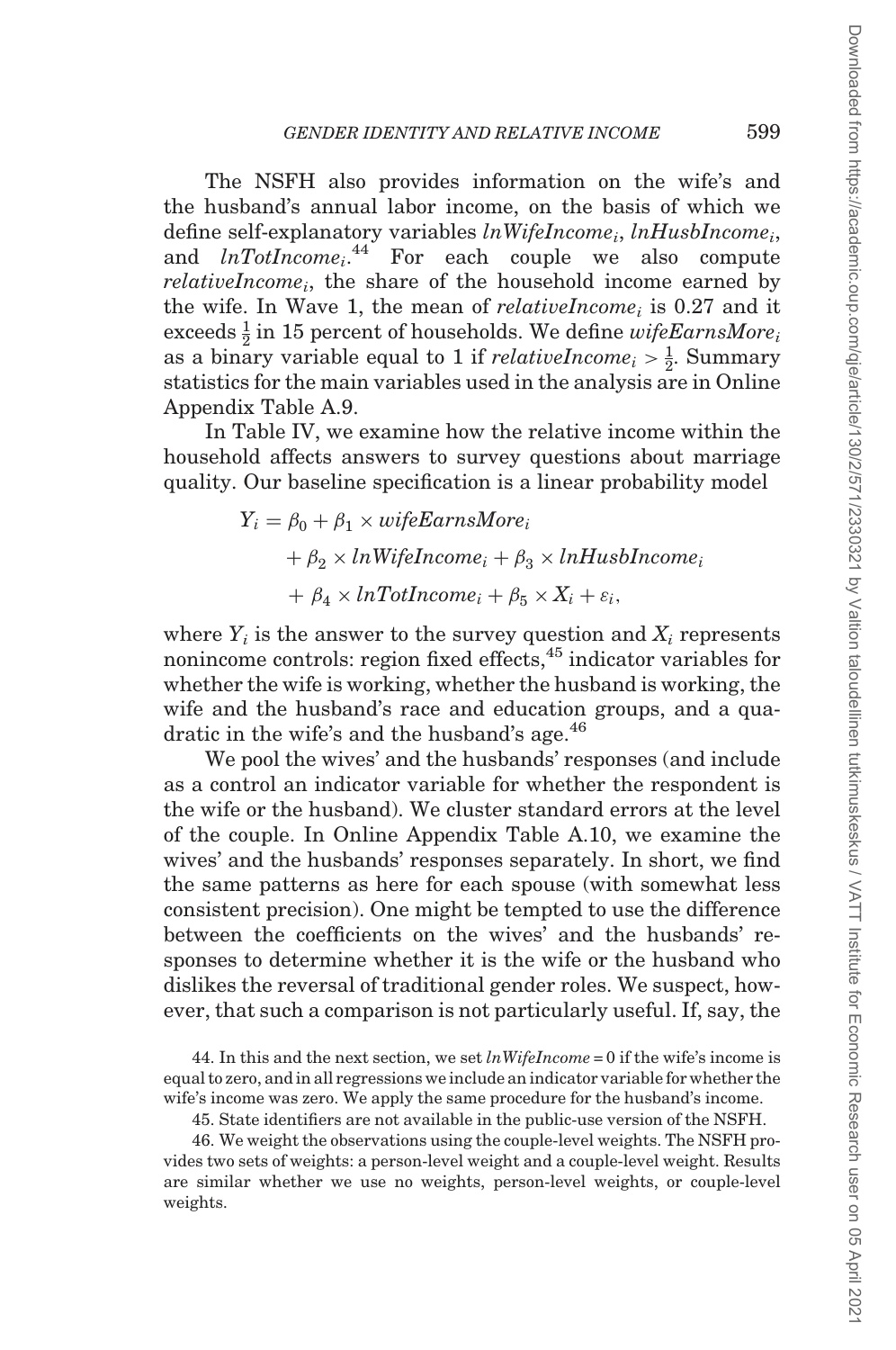The NSFH also provides information on the wife's and the husband's annual labor income, on the basis of which we define self-explanatory variables $lnWifeIncome_i$, $lnHusbIncome_i$, and $lnTotIncome_i$.[44] For each couple we also compute $relativeIncome_i$, the share of the household income earned by the wife. In Wave 1, the mean of $relativeIncome_i$ is 0.27 and it exceeds $\frac{1}{2}$ in 15 percent of households. We define $wifeEarnsMore_i$ as a binary variable equal to 1 if $relativeIncome_i > \frac{1}{2}$. Summary statistics for the main variables used in the analysis are in Online Appendix Table A.9.

In Table IV, we examine how the relative income within the household affects answers to survey questions about marriage quality. Our baseline specification is a linear probability model

$$
\begin{aligned}
Y_i = \beta_0 &+ \beta_1 \times wifeEarnsMore_i \\
&+ \beta_2 \times lnWifeIncome_i + \beta_3 \times lnHusbIncome_i \\
&+ \beta_4 \times lnTotIncome_i + \beta_5 \times X_i + \varepsilon_i,
\end{aligned}
$$

where $Y_i$ is the answer to the survey question and $X_i$ represents nonincome controls: region fixed effects,[45] indicator variables for whether the wife is working, whether the husband is working, the wife and the husband's race and education groups, and a quadratic in the wife's and the husband's age.[46]

We pool the wives' and the husbands' responses (and include as a control an indicator variable for whether the respondent is the wife or the husband). We cluster standard errors at the level of the couple. In Online Appendix Table A.10, we examine the wives' and the husbands' responses separately. In short, we find the same patterns as here for each spouse (with somewhat less consistent precision). One might be tempted to use the difference between the coefficients on the wives' and the husbands' responses to determine whether it is the wife or the husband who dislikes the reversal of traditional gender roles. We suspect, however, that such a comparison is not particularly useful. If, say, the

44. In this and the next section, we set $lnWifeIncome = 0$ if the wife's income is equal to zero, and in all regressions we include an indicator variable for whether the wife's income was zero. We apply the same procedure for the husband's income.

45. State identifiers are not available in the public-use version of the NSFH.

46. We weight the observations using the couple-level weights. The NSFH provides two sets of weights: a person-level weight and a couple-level weight. Results are similar whether we use no weights, person-level weights, or couple-level weights.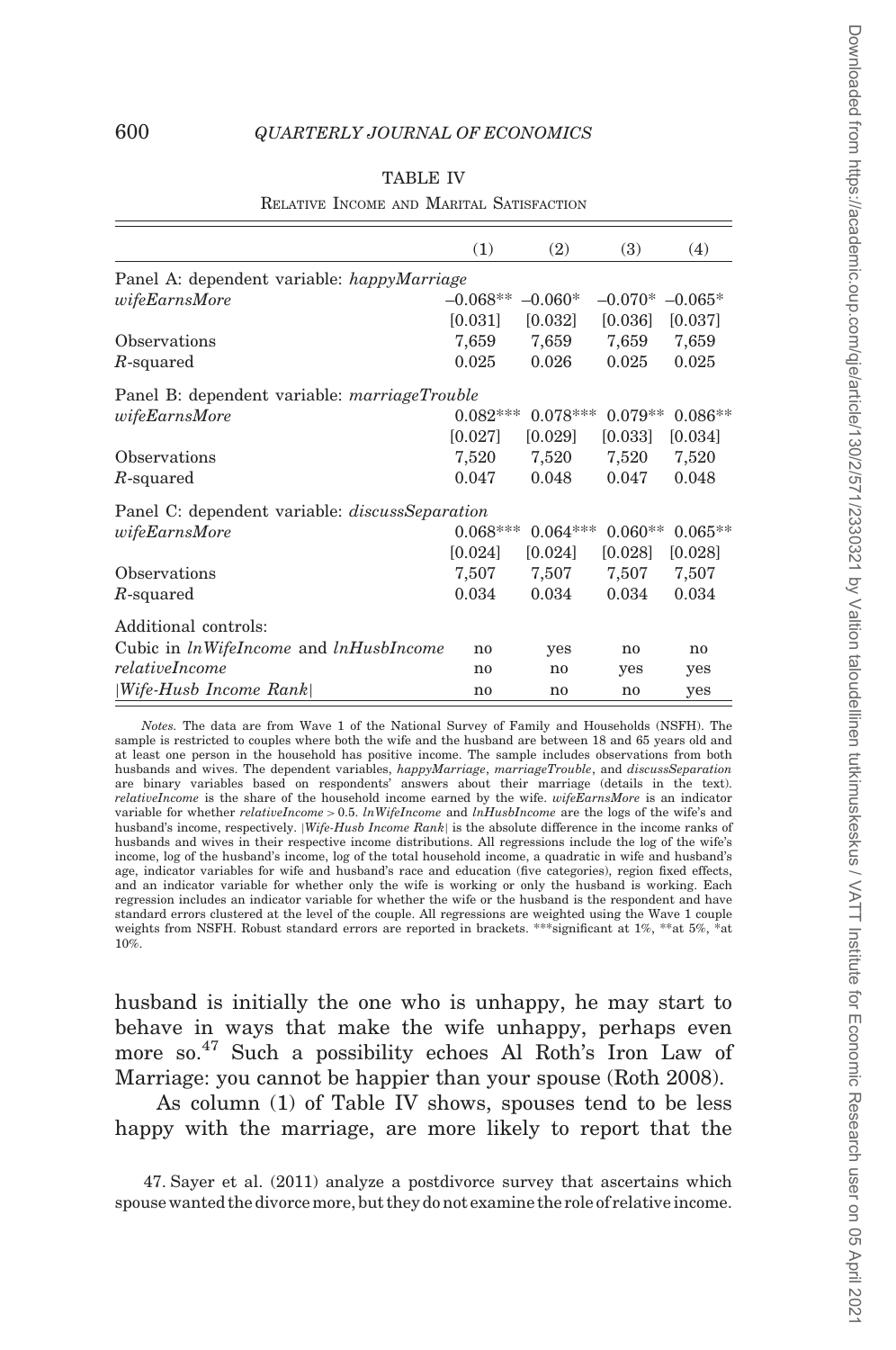TABLE IV

RELATIVE INCOME AND MARITAL SATISFACTION

| | (1) | (2) | (3) | (4) |
|---|---|---|---|---|
| Panel A: dependent variable: *happyMarriage* | | | | |
| *wifeEarnsMore* | −0.068** | −0.060* | −0.070* | −0.065* |
| | [0.031] | [0.032] | [0.036] | [0.037] |
| Observations | 7,659 | 7,659 | 7,659 | 7,659 |
| *R*-squared | 0.025 | 0.026 | 0.025 | 0.025 |
| Panel B: dependent variable: *marriageTrouble* | | | | |
| *wifeEarnsMore* | 0.082*** | 0.078*** | 0.079** | 0.086** |
| | [0.027] | [0.029] | [0.033] | [0.034] |
| Observations | 7,520 | 7,520 | 7,520 | 7,520 |
| *R*-squared | 0.047 | 0.048 | 0.047 | 0.048 |
| Panel C: dependent variable: *discussSeparation* | | | | |
| *wifeEarnsMore* | 0.068*** | 0.064*** | 0.060** | 0.065** |
| | [0.024] | [0.024] | [0.028] | [0.028] |
| Observations | 7,507 | 7,507 | 7,507 | 7,507 |
| *R*-squared | 0.034 | 0.034 | 0.034 | 0.034 |
| Additional controls: | | | | |
| Cubic in *lnWifeIncome* and *lnHusbIncome* | no | yes | no | no |
| *relativeIncome* | no | no | yes | yes |
| *\|Wife-Husb Income Rank\|* | no | no | no | yes |

*Notes.* The data are from Wave 1 of the National Survey of Family and Households (NSFH). The sample is restricted to couples where both the wife and the husband are between 18 and 65 years old and at least one person in the household has positive income. The sample includes observations from both husbands and wives. The dependent variables, *happyMarriage*, *marriageTrouble*, and *discussSeparation* are binary variables based on respondents' answers about their marriage (details in the text). *relativeIncome* is the share of the household income earned by the wife. *wifeEarnsMore* is an indicator variable for whether *relativeIncome* > 0.5. *lnWifeIncome* and *lnHusbIncome* are the logs of the wife's and husband's income, respectively. *|Wife-Husb Income Rank|* is the absolute difference in the income ranks of husbands and wives in their respective income distributions. All regressions include the log of the wife's income, log of the husband's income, log of the total household income, a quadratic in wife and husband's age, indicator variables for wife and husband's race and education (five categories), region fixed effects, and an indicator variable for whether only the wife is working or only the husband is working. Each regression includes an indicator variable for whether the wife or the husband is the respondent and have standard errors clustered at the level of the couple. All regressions are weighted using the Wave 1 couple weights from NSFH. Robust standard errors are reported in brackets. ***significant at 1%, **at 5%, *at 10%.

husband is initially the one who is unhappy, he may start to behave in ways that make the wife unhappy, perhaps even more so.[47] Such a possibility echoes Al Roth's Iron Law of Marriage: you cannot be happier than your spouse (Roth 2008).

As column (1) of Table IV shows, spouses tend to be less happy with the marriage, are more likely to report that the

47. Sayer et al. (2011) analyze a postdivorce survey that ascertains which spouse wanted the divorce more, but they do not examine the role of relative income.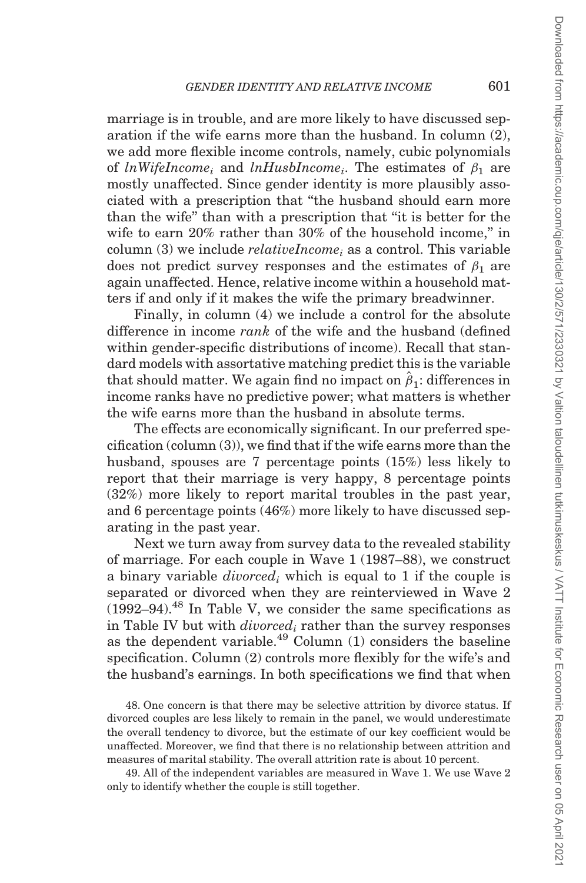marriage is in trouble, and are more likely to have discussed separation if the wife earns more than the husband. In column (2), we add more flexible income controls, namely, cubic polynomials of $lnWifeIncome_i$ and $lnHusbIncome_i$. The estimates of $\beta_1$ are mostly unaffected. Since gender identity is more plausibly associated with a prescription that "the husband should earn more than the wife" than with a prescription that "it is better for the wife to earn 20% rather than 30% of the household income," in column (3) we include $relativeIncome_i$ as a control. This variable does not predict survey responses and the estimates of $\beta_1$ are again unaffected. Hence, relative income within a household matters if and only if it makes the wife the primary breadwinner.

Finally, in column (4) we include a control for the absolute difference in income *rank* of the wife and the husband (defined within gender-specific distributions of income). Recall that standard models with assortative matching predict this is the variable that should matter. We again find no impact on $\hat{\beta}_1$: differences in income ranks have no predictive power; what matters is whether the wife earns more than the husband in absolute terms.

The effects are economically significant. In our preferred specification (column (3)), we find that if the wife earns more than the husband, spouses are 7 percentage points (15%) less likely to report that their marriage is very happy, 8 percentage points (32%) more likely to report marital troubles in the past year, and 6 percentage points (46%) more likely to have discussed separating in the past year.

Next we turn away from survey data to the revealed stability of marriage. For each couple in Wave 1 (1987–88), we construct a binary variable $divorced_i$ which is equal to 1 if the couple is separated or divorced when they are reinterviewed in Wave 2 (1992–94).[48] In Table V, we consider the same specifications as in Table IV but with $divorced_i$ rather than the survey responses as the dependent variable.[49] Column (1) considers the baseline specification. Column (2) controls more flexibly for the wife's and the husband's earnings. In both specifications we find that when

48. One concern is that there may be selective attrition by divorce status. If divorced couples are less likely to remain in the panel, we would underestimate the overall tendency to divorce, but the estimate of our key coefficient would be unaffected. Moreover, we find that there is no relationship between attrition and measures of marital stability. The overall attrition rate is about 10 percent.

49. All of the independent variables are measured in Wave 1. We use Wave 2 only to identify whether the couple is still together.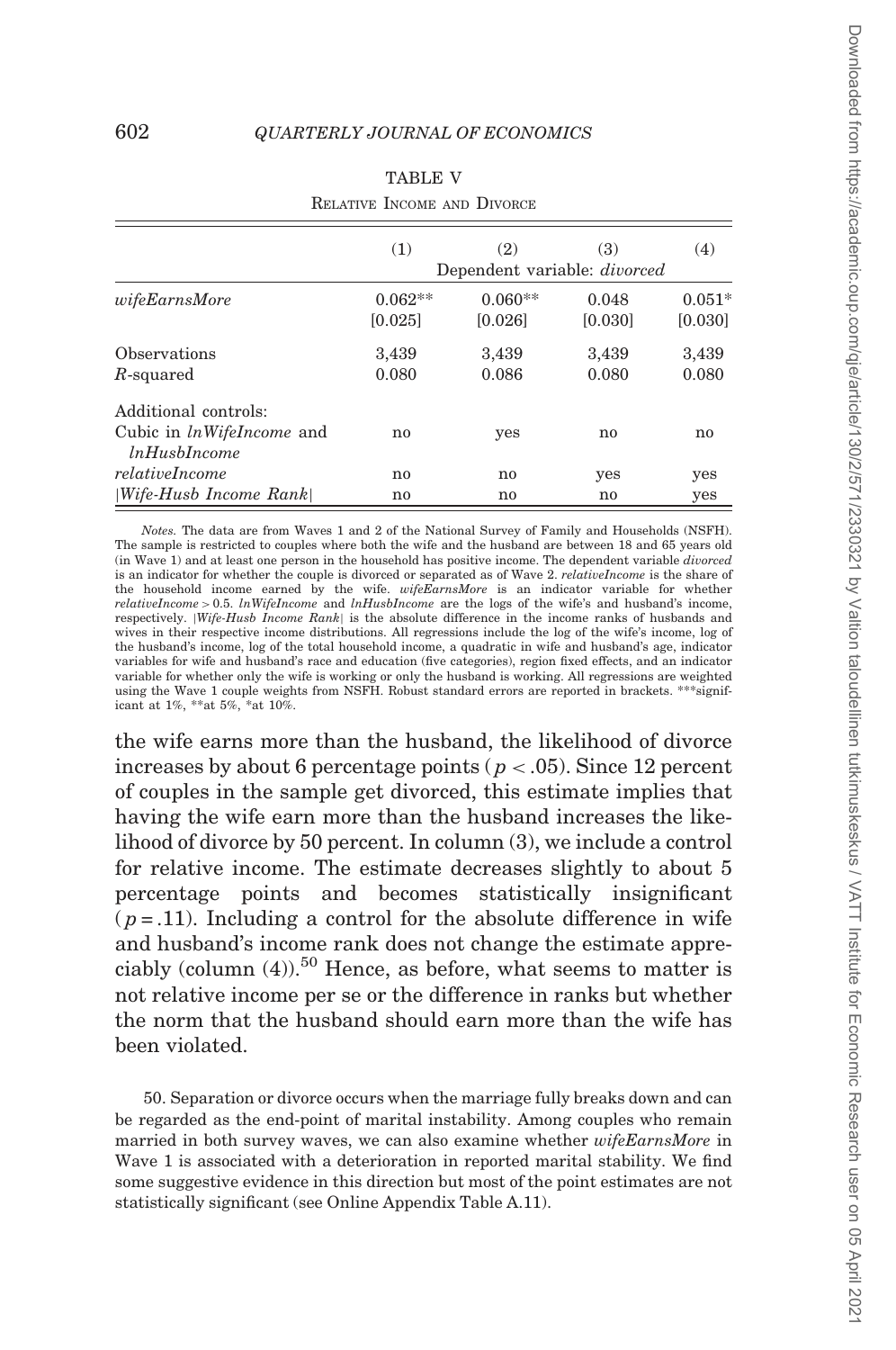TABLE V

RELATIVE INCOME AND DIVORCE

| | (1) | (2) | (3) | (4) |
|---|---|---|---|---|
| | Dependent variable: *divorced* | | | |
| *wifeEarnsMore* | 0.062** | 0.060** | 0.048 | 0.051* |
| | [0.025] | [0.026] | [0.030] | [0.030] |
| Observations | 3,439 | 3,439 | 3,439 | 3,439 |
| $R$-squared | 0.080 | 0.086 | 0.080 | 0.080 |
| Additional controls: | | | | |
| Cubic in *lnWifeIncome* and *lnHusbIncome* | no | yes | no | no |
| *relativeIncome* | no | no | yes | yes |
| \|*Wife-Husb Income Rank*\| | no | no | no | yes |

*Notes.* The data are from Waves 1 and 2 of the National Survey of Family and Households (NSFH). The sample is restricted to couples where both the wife and the husband are between 18 and 65 years old (in Wave 1) and at least one person in the household has positive income. The dependent variable *divorced* is an indicator for whether the couple is divorced or separated as of Wave 2. *relativeIncome* is the share of the household income earned by the wife. *wifeEarnsMore* is an indicator variable for whether *relativeIncome* > 0.5. *lnWifeIncome* and *lnHusbIncome* are the logs of the wife's and husband's income, respectively. |*Wife-Husb Income Rank*| is the absolute difference in the income ranks of husbands and wives in their respective income distributions. All regressions include the log of the wife's income, log of the husband's income, log of the total household income, a quadratic in wife and husband's age, indicator variables for wife and husband's race and education (five categories), region fixed effects, and an indicator variable for whether only the wife is working or only the husband is working. All regressions are weighted using the Wave 1 couple weights from NSFH. Robust standard errors are reported in brackets. ***significant at 1%, **at 5%, *at 10%.

the wife earns more than the husband, the likelihood of divorce increases by about 6 percentage points ($p < .05$). Since 12 percent of couples in the sample get divorced, this estimate implies that having the wife earn more than the husband increases the likelihood of divorce by 50 percent. In column (3), we include a control for relative income. The estimate decreases slightly to about 5 percentage points and becomes statistically insignificant ($p = .11$). Including a control for the absolute difference in wife and husband's income rank does not change the estimate appreciably (column (4)).[50] Hence, as before, what seems to matter is not relative income per se or the difference in ranks but whether the norm that the husband should earn more than the wife has been violated.

50. Separation or divorce occurs when the marriage fully breaks down and can be regarded as the end-point of marital instability. Among couples who remain married in both survey waves, we can also examine whether *wifeEarnsMore* in Wave 1 is associated with a deterioration in reported marital stability. We find some suggestive evidence in this direction but most of the point estimates are not statistically significant (see Online Appendix Table A.11).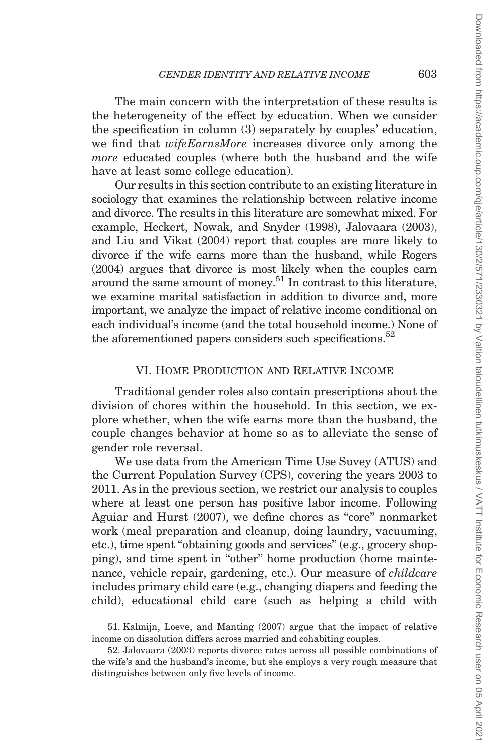The main concern with the interpretation of these results is the heterogeneity of the effect by education. When we consider the specification in column (3) separately by couples' education, we find that *wifeEarnsMore* increases divorce only among the *more* educated couples (where both the husband and the wife have at least some college education).

Our results in this section contribute to an existing literature in sociology that examines the relationship between relative income and divorce. The results in this literature are somewhat mixed. For example, Heckert, Nowak, and Snyder (1998), Jalovaara (2003), and Liu and Vikat (2004) report that couples are more likely to divorce if the wife earns more than the husband, while Rogers (2004) argues that divorce is most likely when the couples earn around the same amount of money.[51] In contrast to this literature, we examine marital satisfaction in addition to divorce and, more important, we analyze the impact of relative income conditional on each individual's income (and the total household income.) None of the aforementioned papers considers such specifications.[52]

## VI. Home Production and Relative Income

Traditional gender roles also contain prescriptions about the division of chores within the household. In this section, we explore whether, when the wife earns more than the husband, the couple changes behavior at home so as to alleviate the sense of gender role reversal.

We use data from the American Time Use Suvey (ATUS) and the Current Population Survey (CPS), covering the years 2003 to 2011. As in the previous section, we restrict our analysis to couples where at least one person has positive labor income. Following Aguiar and Hurst (2007), we define chores as "core" nonmarket work (meal preparation and cleanup, doing laundry, vacuuming, etc.), time spent "obtaining goods and services" (e.g., grocery shopping), and time spent in "other" home production (home maintenance, vehicle repair, gardening, etc.). Our measure of *childcare* includes primary child care (e.g., changing diapers and feeding the child), educational child care (such as helping a child with

51. Kalmijn, Loeve, and Manting (2007) argue that the impact of relative income on dissolution differs across married and cohabiting couples.

52. Jalovaara (2003) reports divorce rates across all possible combinations of the wife's and the husband's income, but she employs a very rough measure that distinguishes between only five levels of income.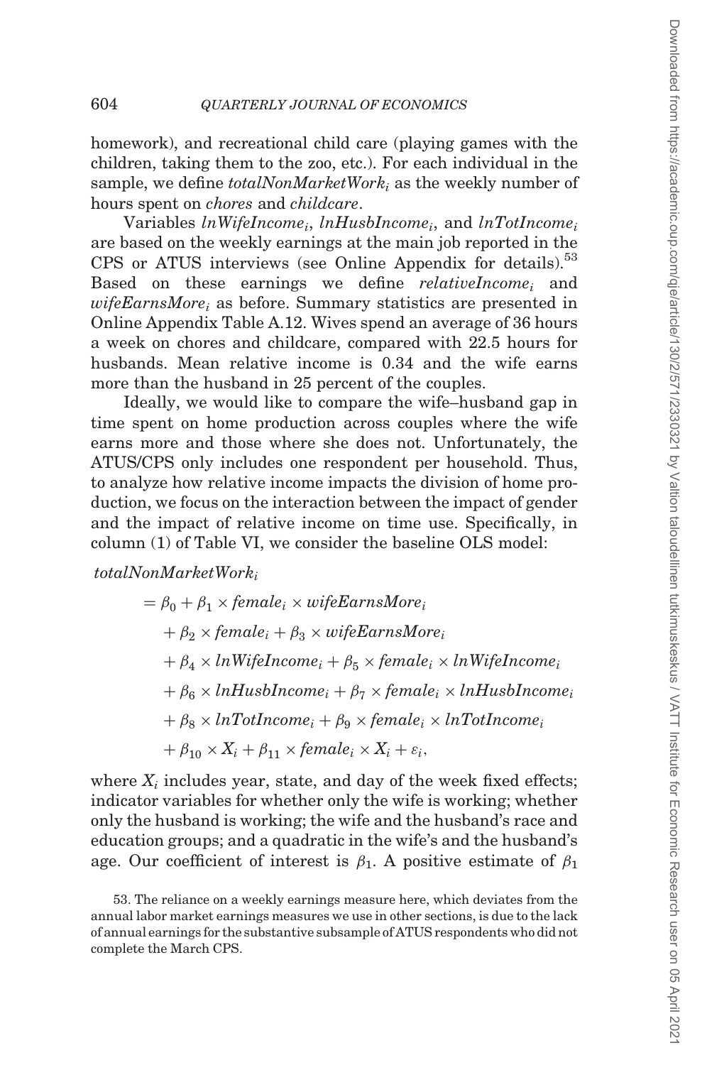homework), and recreational child care (playing games with the children, taking them to the zoo, etc.). For each individual in the sample, we define $totalNonMarketWork_i$ as the weekly number of hours spent on *chores* and *childcare*.

Variables $lnWifeIncome_i$, $lnHusbIncome_i$, and $lnTotIncome_i$ are based on the weekly earnings at the main job reported in the CPS or ATUS interviews (see Online Appendix for details).[53] Based on these earnings we define $relativeIncome_i$ and $wifeEarnsMore_i$ as before. Summary statistics are presented in Online Appendix Table A.12. Wives spend an average of 36 hours a week on chores and childcare, compared with 22.5 hours for husbands. Mean relative income is 0.34 and the wife earns more than the husband in 25 percent of the couples.

Ideally, we would like to compare the wife–husband gap in time spent on home production across couples where the wife earns more and those where she does not. Unfortunately, the ATUS/CPS only includes one respondent per household. Thus, to analyze how relative income impacts the division of home production, we focus on the interaction between the impact of gender and the impact of relative income on time use. Specifically, in column (1) of Table VI, we consider the baseline OLS model:

$$
\begin{aligned}
totalNonMarketWork_i &= \beta_0 + \beta_1 \times female_i \times wifeEarnsMore_i \\
&\quad + \beta_2 \times female_i + \beta_3 \times wifeEarnsMore_i \\
&\quad + \beta_4 \times lnWifeIncome_i + \beta_5 \times female_i \times lnWifeIncome_i \\
&\quad + \beta_6 \times lnHusbIncome_i + \beta_7 \times female_i \times lnHusbIncome_i \\
&\quad + \beta_8 \times lnTotIncome_i + \beta_9 \times female_i \times lnTotIncome_i \\
&\quad + \beta_{10} \times X_i + \beta_{11} \times female_i \times X_i + \varepsilon_i,
\end{aligned}
$$

where $X_i$ includes year, state, and day of the week fixed effects; indicator variables for whether only the wife is working; whether only the husband is working; the wife and the husband's race and education groups; and a quadratic in the wife's and the husband's age. Our coefficient of interest is $\beta_1$. A positive estimate of $\beta_1$

53. The reliance on a weekly earnings measure here, which deviates from the annual labor market earnings measures we use in other sections, is due to the lack of annual earnings for the substantive subsample of ATUS respondents who did not complete the March CPS.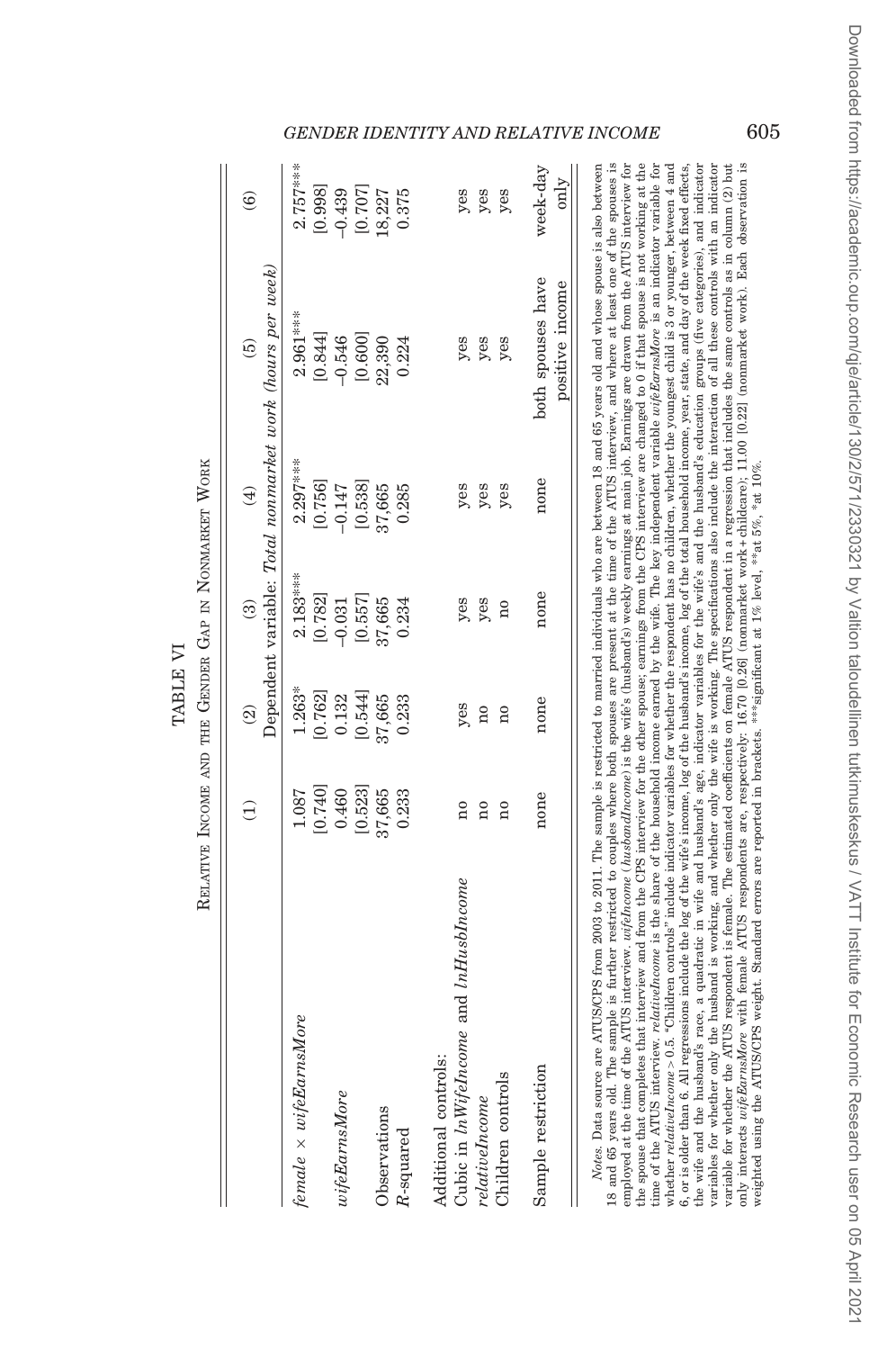TABLE VI

RELATIVE INCOME AND THE GENDER GAP IN NONMARKET WORK

| | (1) | (2) | (3) | (4) | (5) | (6) |
|---|---|---|---|---|---|---|
| | Dependent variable: *Total nonmarket work (hours per week)* | | | | | |
| *female* × *wifeEarnsMore* | 1.087 | 1.263* | 2.183*** | 2.297*** | 2.961*** | 2.757*** |
| | [0.740] | [0.762] | [0.782] | [0.756] | [0.844] | [0.998] |
| *wifeEarnsMore* | 0.460 | 0.132 | −0.031 | −0.147 | −0.546 | −0.439 |
| | [0.523] | [0.544] | [0.557] | [0.538] | [0.600] | [0.707] |
| Observations | 37,665 | 37,665 | 37,665 | 37,665 | 22,390 | 18,227 |
| $R$-squared | 0.233 | 0.233 | 0.234 | 0.285 | 0.224 | 0.375 |
| Additional controls: | | | | | | |
| Cubic in *lnWifeIncome* and *lnHusbIncome* | no | yes | yes | yes | yes | yes |
| *relativeIncome* | no | no | yes | yes | yes | yes |
| Children controls | no | no | no | yes | yes | yes |
| Sample restriction | none | none | none | none | both spouses have positive income | week-day only |

*Notes.* Data source are ATUS/CPS from 2003 to 2011. The sample is restricted to married individuals who are between 18 and 65 years old and whose spouse is also between 18 and 65 years old. The sample is further restricted to couples where both spouses are present at the time of the ATUS interview, and where at least one of the spouses is employed at the time of the ATUS interview. *wifeIncome* (*husbandIncome*) is the wife's (husband's) weekly earnings at main job. Earnings are drawn from the ATUS interview for the spouse that completes that interview and from the CPS interview for the other spouse; earnings from the CPS interview are changed to 0 if that spouse is not working at the time of the ATUS interview. *relativeIncome* is the share of the household income earned by the wife. The key independent variable *wifeEarnsMore* is an indicator variable for whether *relativeIncome* > 0.5. "Children controls" include indicator variables for whether the respondent has no children, whether the youngest child is 3 or younger, between 4 and 6, or is older than 6. All regressions include the log of the wife's income, log of the husband's income, log of the total household income, year, state, and day of the week fixed effects, the wife and the husband's race, a quadratic in wife and husband's age, indicator variables for the wife's and the husband's education groups (five categories), and indicator variables for whether only the husband is working, and whether only the wife is working. The specifications also include the interaction of all these controls with an indicator variable for whether the ATUS respondent is female. The estimated coefficients on female ATUS respondent in a regression that includes the same controls as in column (2) but only interacts *wifeEarnsMore* with female ATUS respondents are, respectively: 16.70 [0.26] (nonmarket work + childcare); 11.00 [0.22] (nonmarket work). Each observation is weighted using the ATUS/CPS weight. Standard errors are reported in brackets. ***significant at 1% level, **at 5%, *at 10%.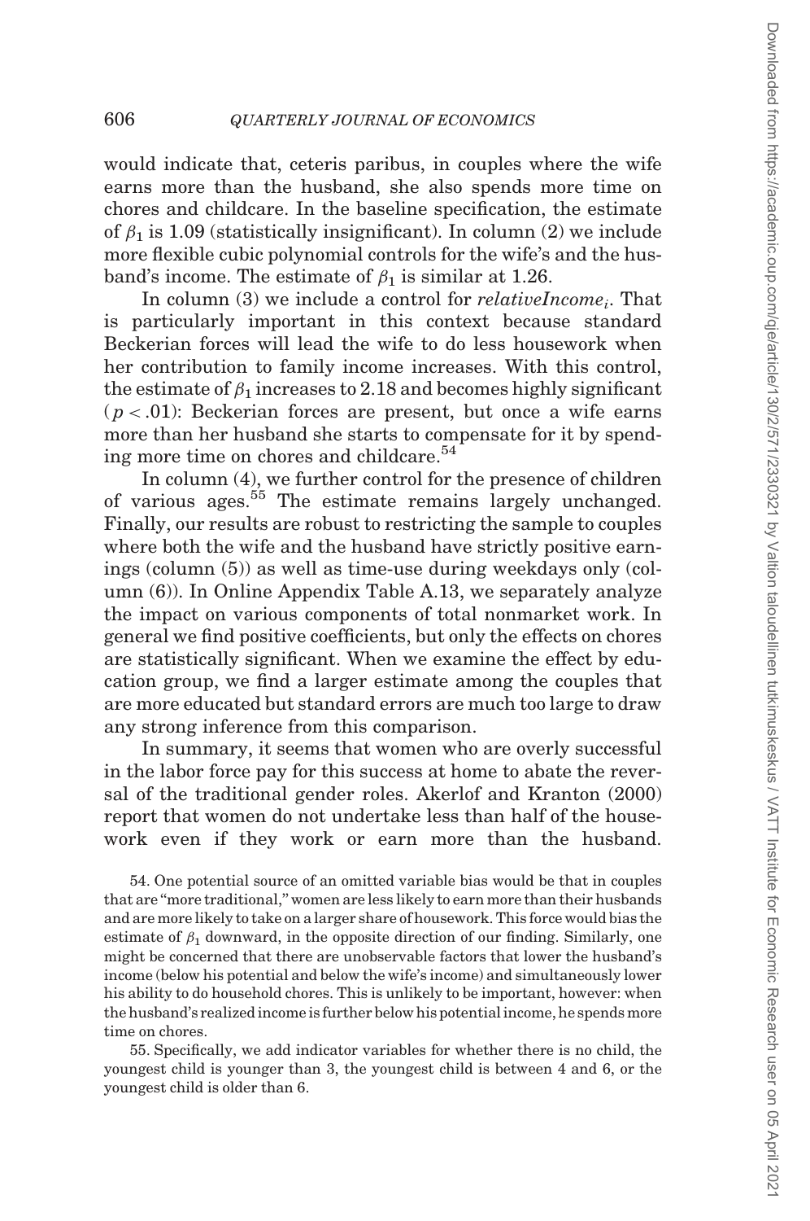would indicate that, ceteris paribus, in couples where the wife earns more than the husband, she also spends more time on chores and childcare. In the baseline specification, the estimate of $\beta_1$ is 1.09 (statistically insignificant). In column (2) we include more flexible cubic polynomial controls for the wife's and the husband's income. The estimate of $\beta_1$ is similar at 1.26.

In column (3) we include a control for $relativeIncome_i$. That is particularly important in this context because standard Beckerian forces will lead the wife to do less housework when her contribution to family income increases. With this control, the estimate of $\beta_1$ increases to 2.18 and becomes highly significant ($p < .01$): Beckerian forces are present, but once a wife earns more than her husband she starts to compensate for it by spending more time on chores and childcare.[54]

In column (4), we further control for the presence of children of various ages.[55] The estimate remains largely unchanged. Finally, our results are robust to restricting the sample to couples where both the wife and the husband have strictly positive earnings (column (5)) as well as time-use during weekdays only (column (6)). In Online Appendix Table A.13, we separately analyze the impact on various components of total nonmarket work. In general we find positive coefficients, but only the effects on chores are statistically significant. When we examine the effect by education group, we find a larger estimate among the couples that are more educated but standard errors are much too large to draw any strong inference from this comparison.

In summary, it seems that women who are overly successful in the labor force pay for this success at home to abate the reversal of the traditional gender roles. Akerlof and Kranton (2000) report that women do not undertake less than half of the housework even if they work or earn more than the husband.

54. One potential source of an omitted variable bias would be that in couples that are "more traditional," women are less likely to earn more than their husbands and are more likely to take on a larger share of housework. This force would bias the estimate of $\beta_1$ downward, in the opposite direction of our finding. Similarly, one might be concerned that there are unobservable factors that lower the husband's income (below his potential and below the wife's income) and simultaneously lower his ability to do household chores. This is unlikely to be important, however: when the husband's realized income is further below his potential income, he spends more time on chores.

55. Specifically, we add indicator variables for whether there is no child, the youngest child is younger than 3, the youngest child is between 4 and 6, or the youngest child is older than 6.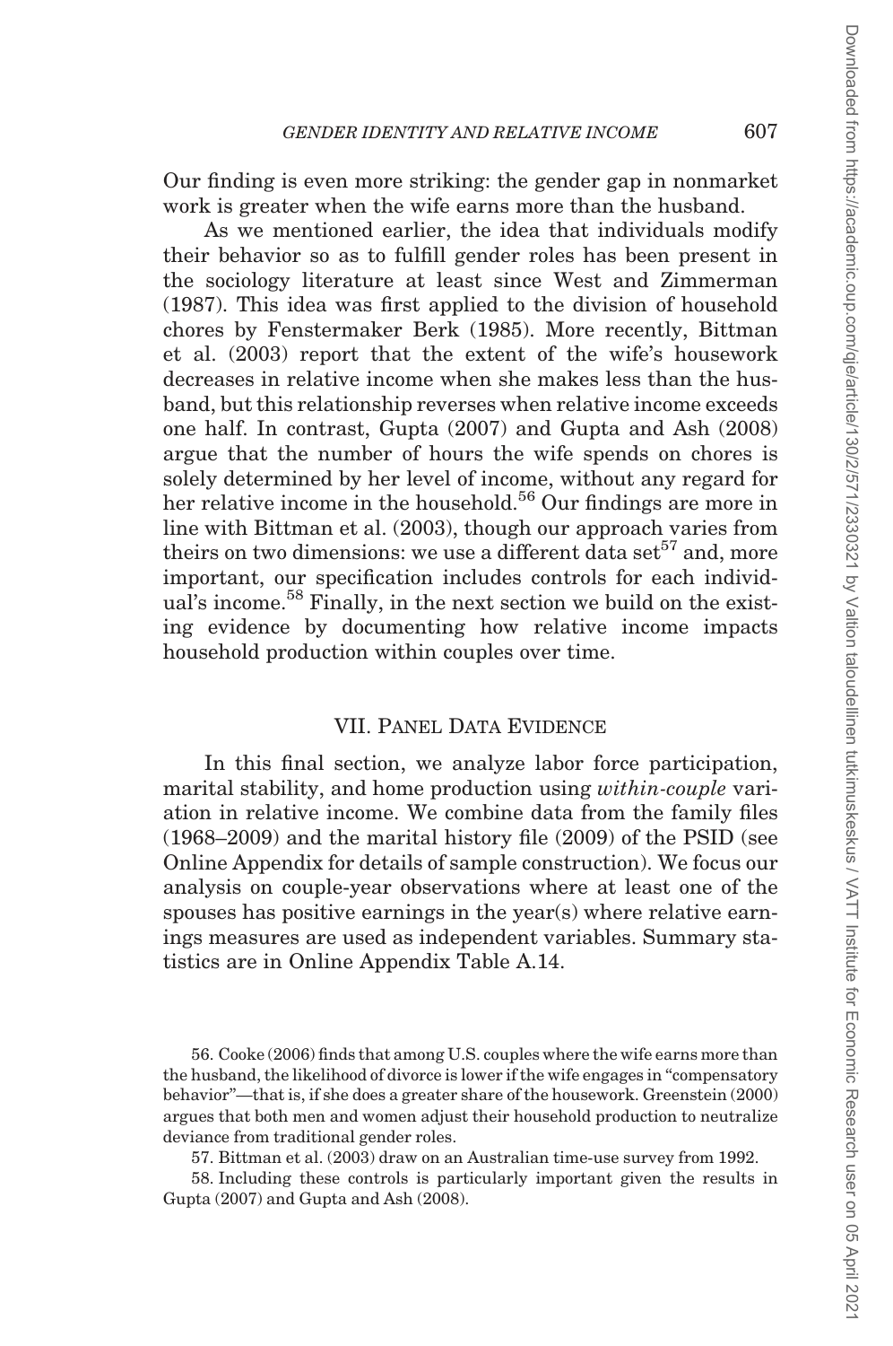Our finding is even more striking: the gender gap in nonmarket work is greater when the wife earns more than the husband.

As we mentioned earlier, the idea that individuals modify their behavior so as to fulfill gender roles has been present in the sociology literature at least since West and Zimmerman (1987). This idea was first applied to the division of household chores by Fenstermaker Berk (1985). More recently, Bittman et al. (2003) report that the extent of the wife's housework decreases in relative income when she makes less than the husband, but this relationship reverses when relative income exceeds one half. In contrast, Gupta (2007) and Gupta and Ash (2008) argue that the number of hours the wife spends on chores is solely determined by her level of income, without any regard for her relative income in the household.[56] Our findings are more in line with Bittman et al. (2003), though our approach varies from theirs on two dimensions: we use a different data set[57] and, more important, our specification includes controls for each individual's income.[58] Finally, in the next section we build on the existing evidence by documenting how relative income impacts household production within couples over time.

## VII. Panel Data Evidence

In this final section, we analyze labor force participation, marital stability, and home production using *within-couple* variation in relative income. We combine data from the family files (1968–2009) and the marital history file (2009) of the PSID (see Online Appendix for details of sample construction). We focus our analysis on couple-year observations where at least one of the spouses has positive earnings in the year(s) where relative earnings measures are used as independent variables. Summary statistics are in Online Appendix Table A.14.

56. Cooke (2006) finds that among U.S. couples where the wife earns more than the husband, the likelihood of divorce is lower if the wife engages in "compensatory behavior"—that is, if she does a greater share of the housework. Greenstein (2000) argues that both men and women adjust their household production to neutralize deviance from traditional gender roles.

57. Bittman et al. (2003) draw on an Australian time-use survey from 1992.

58. Including these controls is particularly important given the results in Gupta (2007) and Gupta and Ash (2008).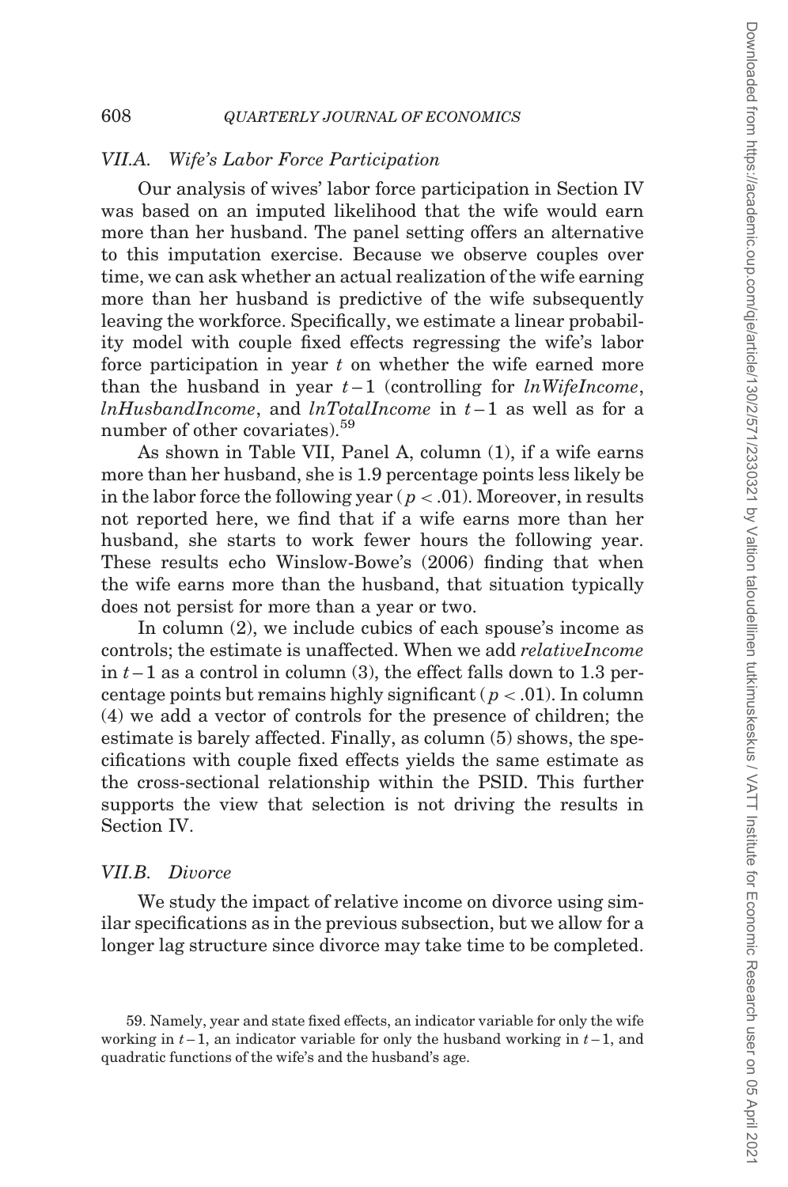### VII.A. Wife's Labor Force Participation

Our analysis of wives' labor force participation in Section IV was based on an imputed likelihood that the wife would earn more than her husband. The panel setting offers an alternative to this imputation exercise. Because we observe couples over time, we can ask whether an actual realization of the wife earning more than her husband is predictive of the wife subsequently leaving the workforce. Specifically, we estimate a linear probability model with couple fixed effects regressing the wife's labor force participation in year $t$ on whether the wife earned more than the husband in year $t-1$ (controlling for *lnWifeIncome*, *lnHusbandIncome*, and *lnTotalIncome* in $t-1$ as well as for a number of other covariates).[59]

As shown in Table VII, Panel A, column (1), if a wife earns more than her husband, she is 1.9 percentage points less likely be in the labor force the following year ($p < .01$). Moreover, in results not reported here, we find that if a wife earns more than her husband, she starts to work fewer hours the following year. These results echo Winslow-Bowe's (2006) finding that when the wife earns more than the husband, that situation typically does not persist for more than a year or two.

In column (2), we include cubics of each spouse's income as controls; the estimate is unaffected. When we add *relativeIncome* in $t-1$ as a control in column (3), the effect falls down to 1.3 percentage points but remains highly significant ($p < .01$). In column (4) we add a vector of controls for the presence of children; the estimate is barely affected. Finally, as column (5) shows, the specifications with couple fixed effects yields the same estimate as the cross-sectional relationship within the PSID. This further supports the view that selection is not driving the results in Section IV.

### VII.B. Divorce

We study the impact of relative income on divorce using similar specifications as in the previous subsection, but we allow for a longer lag structure since divorce may take time to be completed.

59. Namely, year and state fixed effects, an indicator variable for only the wife working in $t-1$, an indicator variable for only the husband working in $t-1$, and quadratic functions of the wife's and the husband's age.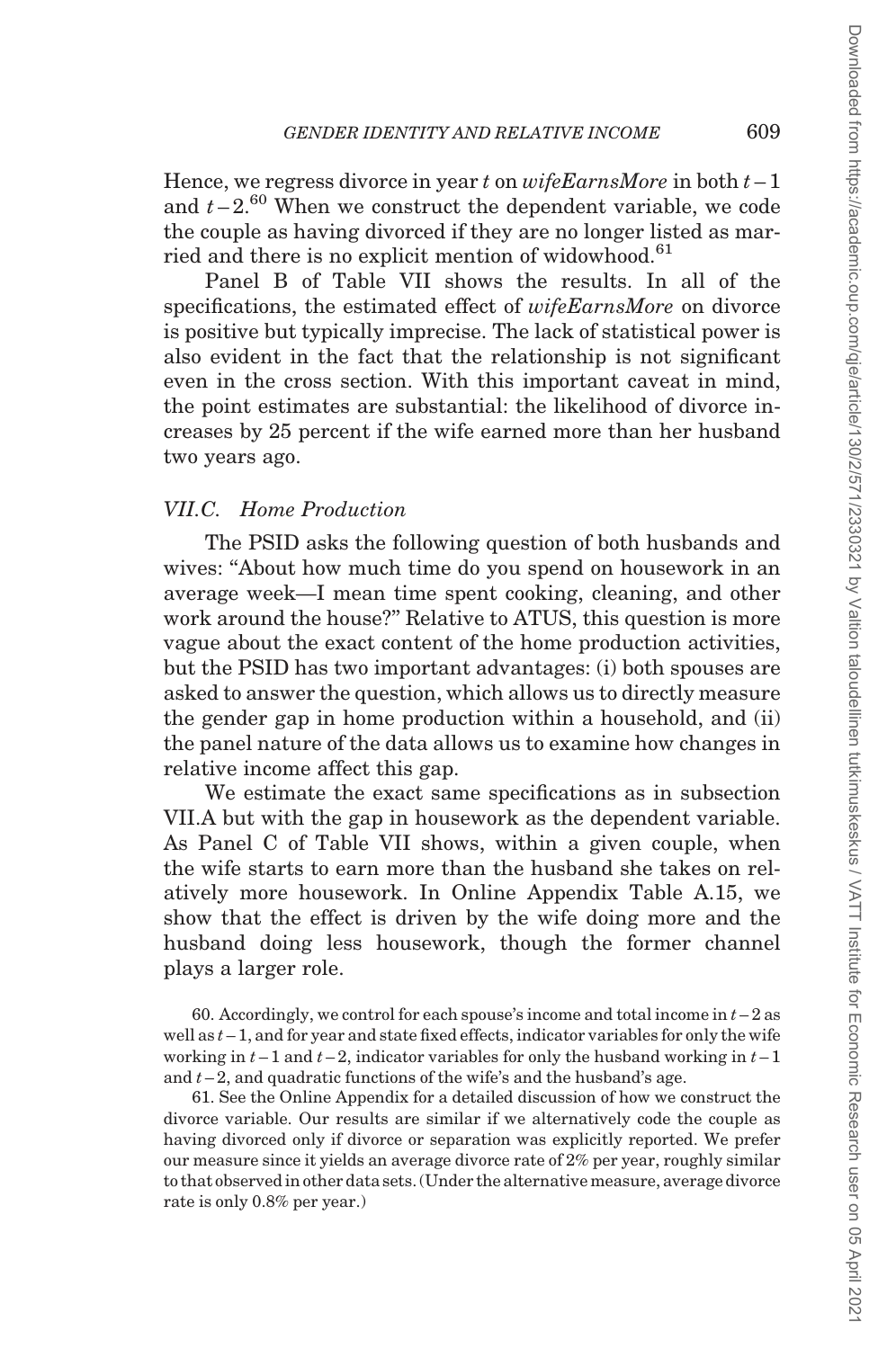Hence, we regress divorce in year $t$ on *wifeEarnsMore* in both $t-1$ and $t-2$.[60] When we construct the dependent variable, we code the couple as having divorced if they are no longer listed as married and there is no explicit mention of widowhood.[61]

Panel B of Table VII shows the results. In all of the specifications, the estimated effect of *wifeEarnsMore* on divorce is positive but typically imprecise. The lack of statistical power is also evident in the fact that the relationship is not significant even in the cross section. With this important caveat in mind, the point estimates are substantial: the likelihood of divorce increases by 25 percent if the wife earned more than her husband two years ago.

### VII.C. Home Production

The PSID asks the following question of both husbands and wives: "About how much time do you spend on housework in an average week—I mean time spent cooking, cleaning, and other work around the house?" Relative to ATUS, this question is more vague about the exact content of the home production activities, but the PSID has two important advantages: (i) both spouses are asked to answer the question, which allows us to directly measure the gender gap in home production within a household, and (ii) the panel nature of the data allows us to examine how changes in relative income affect this gap.

We estimate the exact same specifications as in subsection VII.A but with the gap in housework as the dependent variable. As Panel C of Table VII shows, within a given couple, when the wife starts to earn more than the husband she takes on relatively more housework. In Online Appendix Table A.15, we show that the effect is driven by the wife doing more and the husband doing less housework, though the former channel plays a larger role.

60. Accordingly, we control for each spouse's income and total income in $t-2$ as well as $t-1$, and for year and state fixed effects, indicator variables for only the wife working in $t-1$ and $t-2$, indicator variables for only the husband working in $t-1$ and $t-2$, and quadratic functions of the wife's and the husband's age.

61. See the Online Appendix for a detailed discussion of how we construct the divorce variable. Our results are similar if we alternatively code the couple as having divorced only if divorce or separation was explicitly reported. We prefer our measure since it yields an average divorce rate of 2% per year, roughly similar to that observed in other data sets. (Under the alternative measure, average divorce rate is only 0.8% per year.)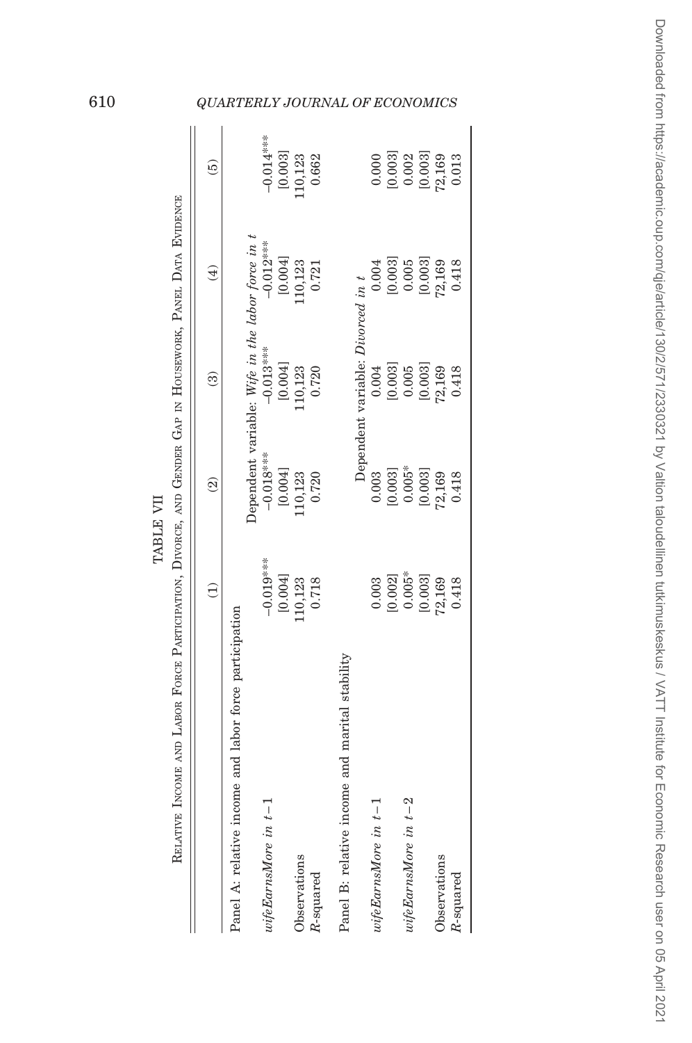TABLE VII

Relative Income and Labor Force Participation, Divorce, and Gender Gap in Housework, Panel Data Evidence

| | (1) | (2) | (3) | (4) | (5) |
|---|---|---|---|---|---|
| Panel A: relative income and labor force participation | | | | | |
| | Dependent variable: *Wife in the labor force in t* | | | | |
| *wifeEarnsMore in t−1* | −0.019*** | −0.018*** | −0.013*** | −0.012*** | −0.014*** |
| | [0.004] | [0.004] | [0.004] | [0.004] | [0.003] |
| Observations | 110,123 | 110,123 | 110,123 | 110,123 | 110,123 |
| $R$-squared | 0.718 | 0.720 | 0.720 | 0.721 | 0.662 |
| Panel B: relative income and marital stability | | | | | |
| | Dependent variable: *Divorced in t* | | | | |
| *wifeEarnsMore in t−1* | 0.003 | 0.003 | 0.004 | 0.004 | 0.000 |
| | [0.002] | [0.003] | [0.003] | [0.003] | [0.003] |
| *wifeEarnsMore in t−2* | 0.005* | 0.005* | 0.005 | 0.005 | 0.002 |
| | [0.003] | [0.003] | [0.003] | [0.003] | [0.003] |
| Observations | 72,169 | 72,169 | 72,169 | 72,169 | 72,169 |
| $R$-squared | 0.418 | 0.418 | 0.418 | 0.418 | 0.013 |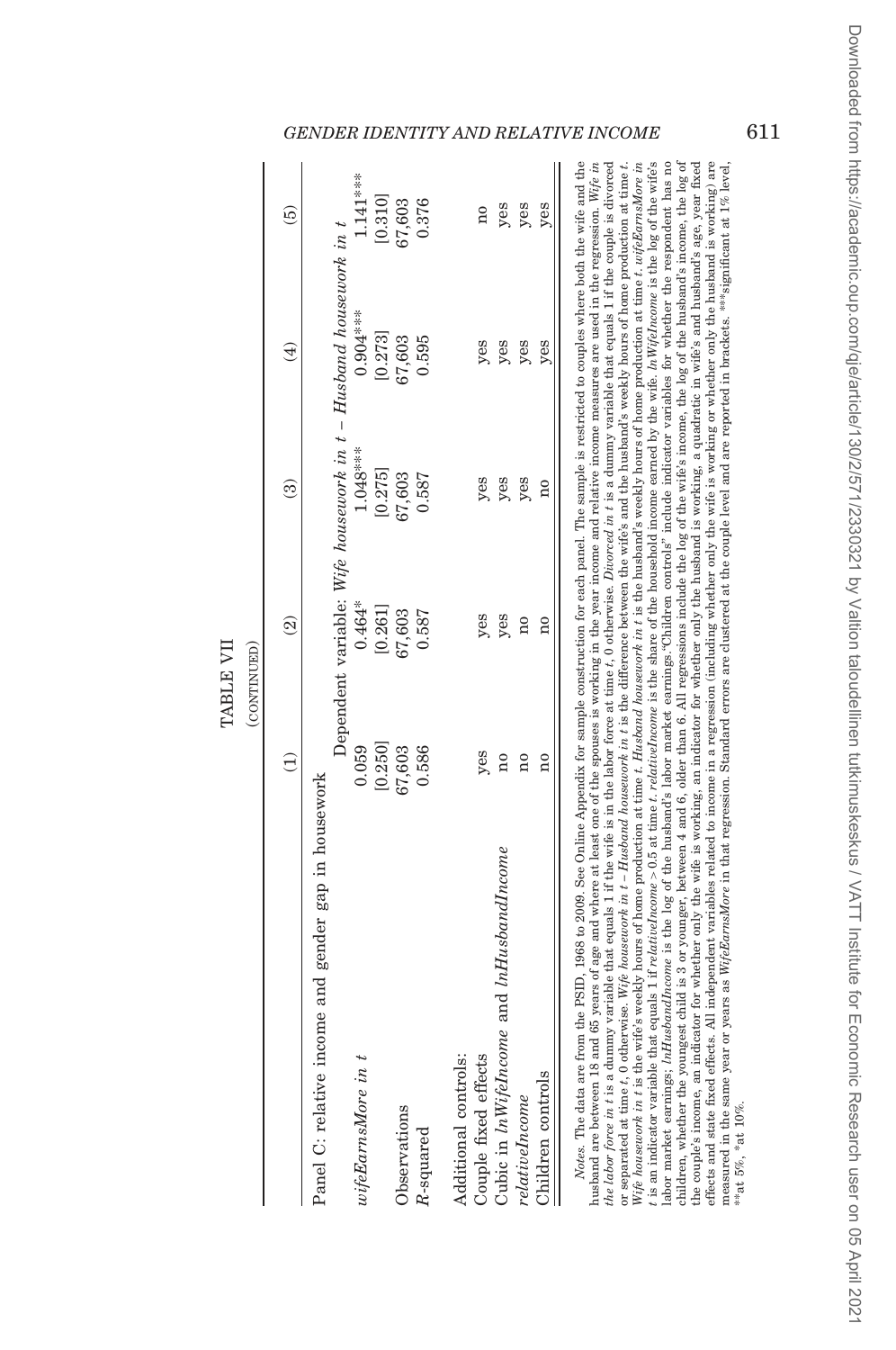TABLE VII

(CONTINUED)

| | (1) | (2) | (3) | (4) | (5) |
|---|---|---|---|---|---|
| Panel C: relative income and gender gap in housework | | | | | |
| | Dependent variable: *Wife housework in t – Husband housework in t* | | | | |
| *wifeEarnsMore in t* | 0.059 | 0.464* | 1.048*** | 0.904*** | 1.141*** |
| | [0.250] | [0.261] | [0.275] | [0.273] | [0.310] |
| Observations | 67,603 | 67,603 | 67,603 | 67,603 | 67,603 |
| $R$-squared | 0.586 | 0.587 | 0.587 | 0.595 | 0.376 |
| Additional controls: | | | | | |
| Couple fixed effects | yes | yes | yes | yes | no |
| Cubic in *lnWifeIncome* and *lnHusbandIncome* | no | yes | yes | yes | yes |
| *relativeIncome* | no | no | yes | yes | yes |
| Children controls | no | no | no | yes | yes |

*Notes.* The data are from the PSID, 1968 to 2009. See Online Appendix for sample construction for each panel. The sample is restricted to couples where both the wife and the husband are between 18 and 65 years of age and where at least one of the spouses is working in the year income and relative income measures are used in the regression. *Wife in the labor force in t* is a dummy variable that equals 1 if the wife is in the labor force at time *t*, 0 otherwise. *Divorced in t* is a dummy variable that equals 1 if the couple is divorced or separated at time *t*, 0 otherwise. *Wife housework in t – Husband housework in t* is the difference between the wife's and the husband's weekly hours of home production at time *t*. *Wife housework in t* is the wife's weekly hours of home production at time *t*. *Husband housework in t* is the husband's weekly hours of home production at time *t*. *wifeEarnsMore in t* is an indicator variable that equals 1 if *relativeIncome* > 0.5 at time *t*. *relativeIncome* is the share of the household income earned by the wife. *lnWifeIncome* is the log of the wife's labor market earnings; *lnHusbandIncome* is the log of the husband's labor market earnings. "Children controls" include indicator variables for whether the respondent has no children, whether the youngest child is 3 or younger, between 4 and 6, older than 6. All regressions include the log of the wife's income, the log of the husband's income, the log of the couple's income, an indicator for whether only the wife is working, an indicator for whether only the husband is working, a quadratic in wife's and husband's age, year fixed effects and state fixed effects. All independent variables related to income in a regression (including whether only the wife is working or whether only the husband is working) are measured in the same year or years as *WifeEarnsMore* in that regression. Standard errors are clustered at the couple level and are reported in brackets. ***significant at 1% level, **at 5%, *at 10%.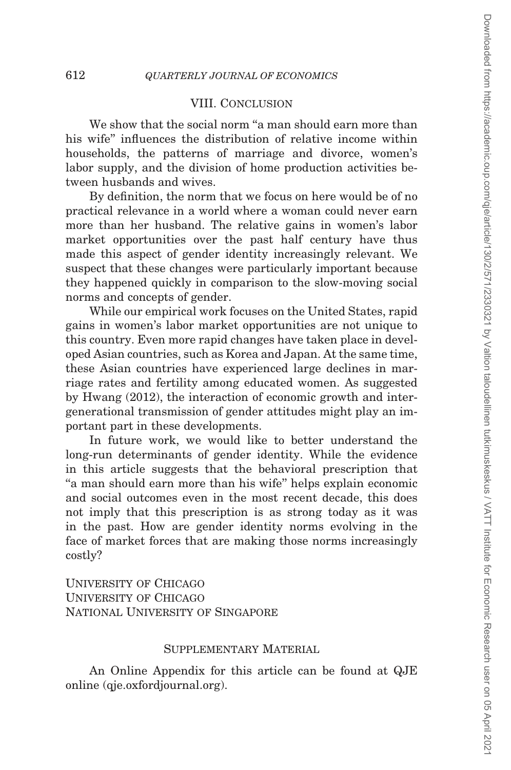## VIII. Conclusion

We show that the social norm "a man should earn more than his wife" influences the distribution of relative income within households, the patterns of marriage and divorce, women's labor supply, and the division of home production activities between husbands and wives.

By definition, the norm that we focus on here would be of no practical relevance in a world where a woman could never earn more than her husband. The relative gains in women's labor market opportunities over the past half century have thus made this aspect of gender identity increasingly relevant. We suspect that these changes were particularly important because they happened quickly in comparison to the slow-moving social norms and concepts of gender.

While our empirical work focuses on the United States, rapid gains in women's labor market opportunities are not unique to this country. Even more rapid changes have taken place in developed Asian countries, such as Korea and Japan. At the same time, these Asian countries have experienced large declines in marriage rates and fertility among educated women. As suggested by Hwang (2012), the interaction of economic growth and intergenerational transmission of gender attitudes might play an important part in these developments.

In future work, we would like to better understand the long-run determinants of gender identity. While the evidence in this article suggests that the behavioral prescription that "a man should earn more than his wife" helps explain economic and social outcomes even in the most recent decade, this does not imply that this prescription is as strong today as it was in the past. How are gender identity norms evolving in the face of market forces that are making those norms increasingly costly?

University of Chicago
University of Chicago
National University of Singapore

## Supplementary Material

An Online Appendix for this article can be found at QJE online (qje.oxfordjournal.org).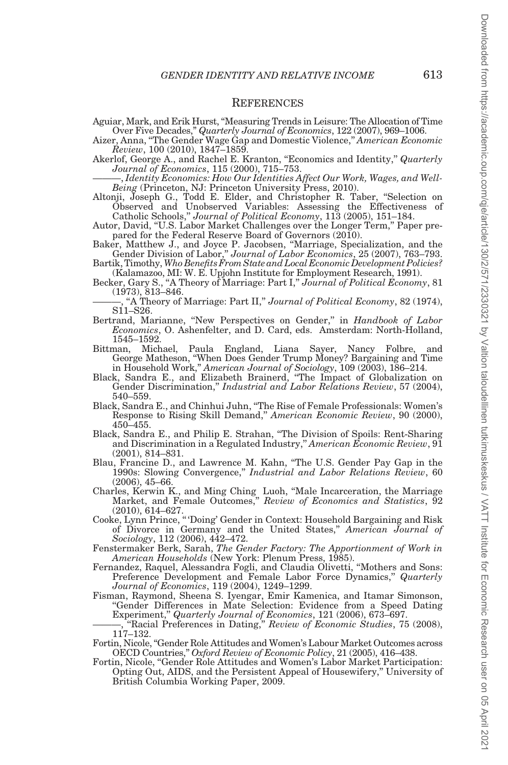## References

Aguiar, Mark, and Erik Hurst, "Measuring Trends in Leisure: The Allocation of Time Over Five Decades," *Quarterly Journal of Economics*, 122 (2007), 969–1006.

Aizer, Anna, "The Gender Wage Gap and Domestic Violence," *American Economic Review*, 100 (2010), 1847–1859.

Akerlof, George A., and Rachel E. Kranton, "Economics and Identity," *Quarterly Journal of Economics*, 115 (2000), 715–753.

———, *Identity Economics: How Our Identities Affect Our Work, Wages, and Well-Being* (Princeton, NJ: Princeton University Press, 2010).

Altonji, Joseph G., Todd E. Elder, and Christopher R. Taber, "Selection on Observed and Unobserved Variables: Assessing the Effectiveness of Catholic Schools," *Journal of Political Economy*, 113 (2005), 151–184.

Autor, David, "U.S. Labor Market Challenges over the Longer Term," Paper prepared for the Federal Reserve Board of Governors (2010).

Baker, Matthew J., and Joyce P. Jacobsen, "Marriage, Specialization, and the Gender Division of Labor," *Journal of Labor Economics*, 25 (2007), 763–793.

Bartik, Timothy, *Who Benefits From State and Local Economic Development Policies?* (Kalamazoo, MI: W. E. Upjohn Institute for Employment Research, 1991).

Becker, Gary S., "A Theory of Marriage: Part I," *Journal of Political Economy*, 81 (1973), 813–846.

———, "A Theory of Marriage: Part II," *Journal of Political Economy*, 82 (1974), S11–S26.

Bertrand, Marianne, "New Perspectives on Gender," in *Handbook of Labor Economics*, O. Ashenfelter, and D. Card, eds. Amsterdam: North-Holland, 1545–1592.

Bittman, Michael, Paula England, Liana Sayer, Nancy Folbre, and George Matheson, "When Does Gender Trump Money? Bargaining and Time in Household Work," *American Journal of Sociology*, 109 (2003), 186–214.

Black, Sandra E., and Elizabeth Brainerd, "The Impact of Globalization on Gender Discrimination," *Industrial and Labor Relations Review*, 57 (2004), 540–559.

Black, Sandra E., and Chinhui Juhn, "The Rise of Female Professionals: Women's Response to Rising Skill Demand," *American Economic Review*, 90 (2000), 450–455.

Black, Sandra E., and Philip E. Strahan, "The Division of Spoils: Rent-Sharing and Discrimination in a Regulated Industry," *American Economic Review*, 91 (2001), 814–831.

Blau, Francine D., and Lawrence M. Kahn, "The U.S. Gender Pay Gap in the 1990s: Slowing Convergence," *Industrial and Labor Relations Review*, 60 (2006), 45–66.

Charles, Kerwin K., and Ming Ching Luoh, "Male Incarceration, the Marriage Market, and Female Outcomes," *Review of Economics and Statistics*, 92 (2010), 614–627.

Cooke, Lynn Prince, "'Doing' Gender in Context: Household Bargaining and Risk of Divorce in Germany and the United States," *American Journal of Sociology*, 112 (2006), 442–472.

Fenstermaker Berk, Sarah, *The Gender Factory: The Apportionment of Work in American Households* (New York: Plenum Press, 1985).

Fernandez, Raquel, Alessandra Fogli, and Claudia Olivetti, "Mothers and Sons: Preference Development and Female Labor Force Dynamics," *Quarterly Journal of Economics*, 119 (2004), 1249–1299.

Fisman, Raymond, Sheena S. Iyengar, Emir Kamenica, and Itamar Simonson, "Gender Differences in Mate Selection: Evidence from a Speed Dating Experiment," *Quarterly Journal of Economics*, 121 (2006), 673–697.

———, "Racial Preferences in Dating," *Review of Economic Studies*, 75 (2008), 117–132.

Fortin, Nicole, "Gender Role Attitudes and Women's Labour Market Outcomes across OECD Countries," *Oxford Review of Economic Policy*, 21 (2005), 416–438.

Fortin, Nicole, "Gender Role Attitudes and Women's Labor Market Participation: Opting Out, AIDS, and the Persistent Appeal of Housewifery," University of British Columbia Working Paper, 2009.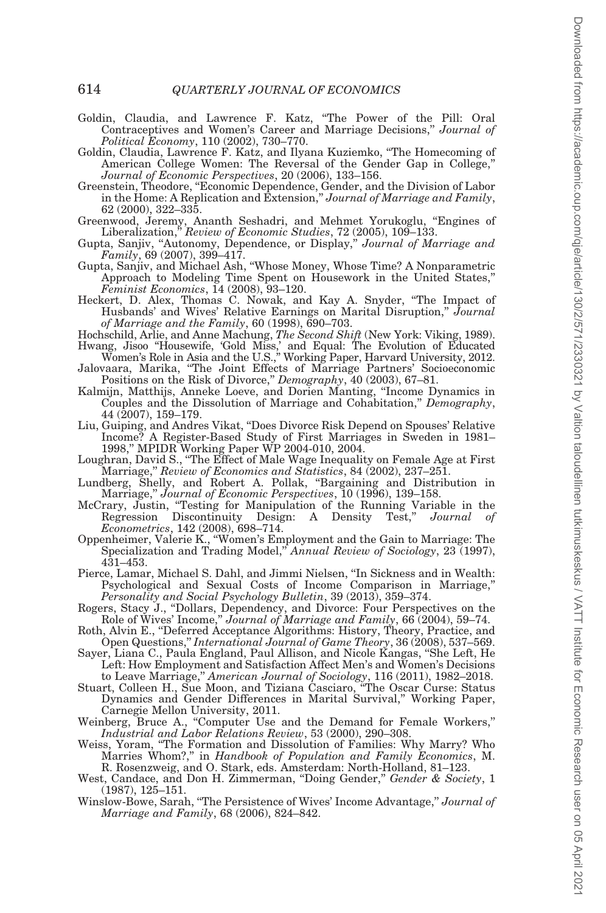Goldin, Claudia, and Lawrence F. Katz, "The Power of the Pill: Oral Contraceptives and Women's Career and Marriage Decisions," *Journal of Political Economy*, 110 (2002), 730–770.

Goldin, Claudia, Lawrence F. Katz, and Ilyana Kuziemko, "The Homecoming of American College Women: The Reversal of the Gender Gap in College," *Journal of Economic Perspectives*, 20 (2006), 133–156.

Greenstein, Theodore, "Economic Dependence, Gender, and the Division of Labor in the Home: A Replication and Extension," *Journal of Marriage and Family*, 62 (2000), 322–335.

Greenwood, Jeremy, Ananth Seshadri, and Mehmet Yorukoglu, "Engines of Liberalization," *Review of Economic Studies*, 72 (2005), 109–133.

Gupta, Sanjiv, "Autonomy, Dependence, or Display," *Journal of Marriage and Family*, 69 (2007), 399–417.

Gupta, Sanjiv, and Michael Ash, "Whose Money, Whose Time? A Nonparametric Approach to Modeling Time Spent on Housework in the United States," *Feminist Economics*, 14 (2008), 93–120.

Heckert, D. Alex, Thomas C. Nowak, and Kay A. Snyder, "The Impact of Husbands' and Wives' Relative Earnings on Marital Disruption," *Journal of Marriage and the Family*, 60 (1998), 690–703.

Hochschild, Arlie, and Anne Machung, *The Second Shift* (New York: Viking, 1989).

Hwang, Jisoo "Housewife, 'Gold Miss,' and Equal: The Evolution of Educated Women's Role in Asia and the U.S.," Working Paper, Harvard University, 2012.

Jalovaara, Marika, "The Joint Effects of Marriage Partners' Socioeconomic Positions on the Risk of Divorce," *Demography*, 40 (2003), 67–81.

Kalmijn, Matthijs, Anneke Loeve, and Dorien Manting, "Income Dynamics in Couples and the Dissolution of Marriage and Cohabitation," *Demography*, 44 (2007), 159–179.

Liu, Guiping, and Andres Vikat, "Does Divorce Risk Depend on Spouses' Relative Income? A Register-Based Study of First Marriages in Sweden in 1981–1998," MPIDR Working Paper WP 2004-010, 2004.

Loughran, David S., "The Effect of Male Wage Inequality on Female Age at First Marriage," *Review of Economics and Statistics*, 84 (2002), 237–251.

Lundberg, Shelly, and Robert A. Pollak, "Bargaining and Distribution in Marriage," *Journal of Economic Perspectives*, 10 (1996), 139–158.

McCrary, Justin, "Testing for Manipulation of the Running Variable in the Regression Discontinuity Design: A Density Test," *Journal of Econometrics*, 142 (2008), 698–714.

Oppenheimer, Valerie K., "Women's Employment and the Gain to Marriage: The Specialization and Trading Model," *Annual Review of Sociology*, 23 (1997), 431–453.

Pierce, Lamar, Michael S. Dahl, and Jimmi Nielsen, "In Sickness and in Wealth: Psychological and Sexual Costs of Income Comparison in Marriage," *Personality and Social Psychology Bulletin*, 39 (2013), 359–374.

Rogers, Stacy J., "Dollars, Dependency, and Divorce: Four Perspectives on the Role of Wives' Income," *Journal of Marriage and Family*, 66 (2004), 59–74.

Roth, Alvin E., "Deferred Acceptance Algorithms: History, Theory, Practice, and Open Questions," *International Journal of Game Theory*, 36 (2008), 537–569.

Sayer, Liana C., Paula England, Paul Allison, and Nicole Kangas, "She Left, He Left: How Employment and Satisfaction Affect Men's and Women's Decisions to Leave Marriage," *American Journal of Sociology*, 116 (2011), 1982–2018.

Stuart, Colleen H., Sue Moon, and Tiziana Casciaro, "The Oscar Curse: Status Dynamics and Gender Differences in Marital Survival," Working Paper, Carnegie Mellon University, 2011.

Weinberg, Bruce A., "Computer Use and the Demand for Female Workers," *Industrial and Labor Relations Review*, 53 (2000), 290–308.

Weiss, Yoram, "The Formation and Dissolution of Families: Why Marry? Who Marries Whom?," in *Handbook of Population and Family Economics*, M. R. Rosenzweig, and O. Stark, eds. Amsterdam: North-Holland, 81–123.

West, Candace, and Don H. Zimmerman, "Doing Gender," *Gender & Society*, 1 (1987), 125–151.

Winslow-Bowe, Sarah, "The Persistence of Wives' Income Advantage," *Journal of Marriage and Family*, 68 (2006), 824–842.